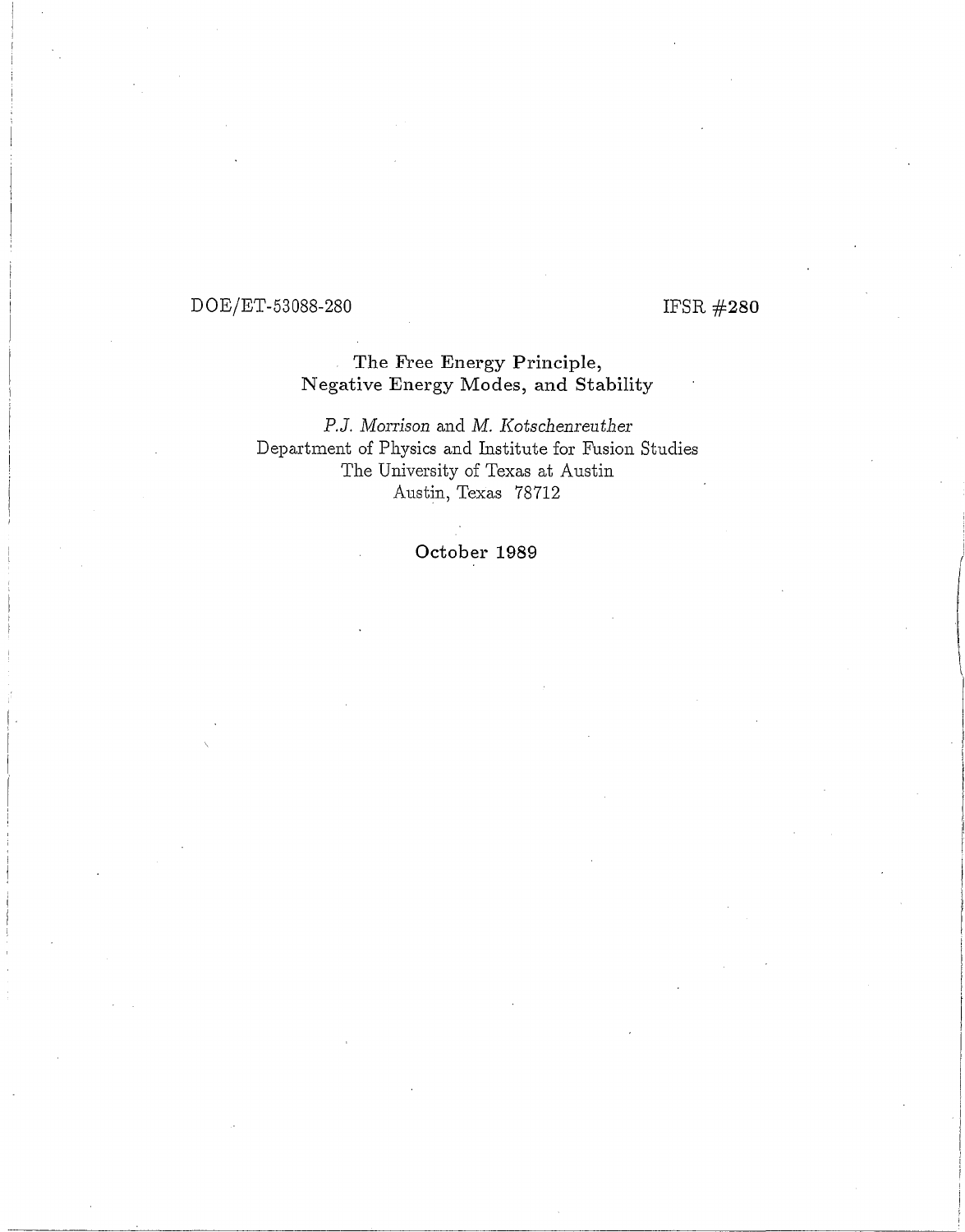DOE/ET-53088-280 IFSR #280

# The Free Energy Principle, Negative Energy Modes, and Stability

*P.J. Morrison* and *M. Kotschenreuther*
Department of Physics and Institute for Fusion Studies
The University of Texas at Austin
Austin, Texas 78712

October 1989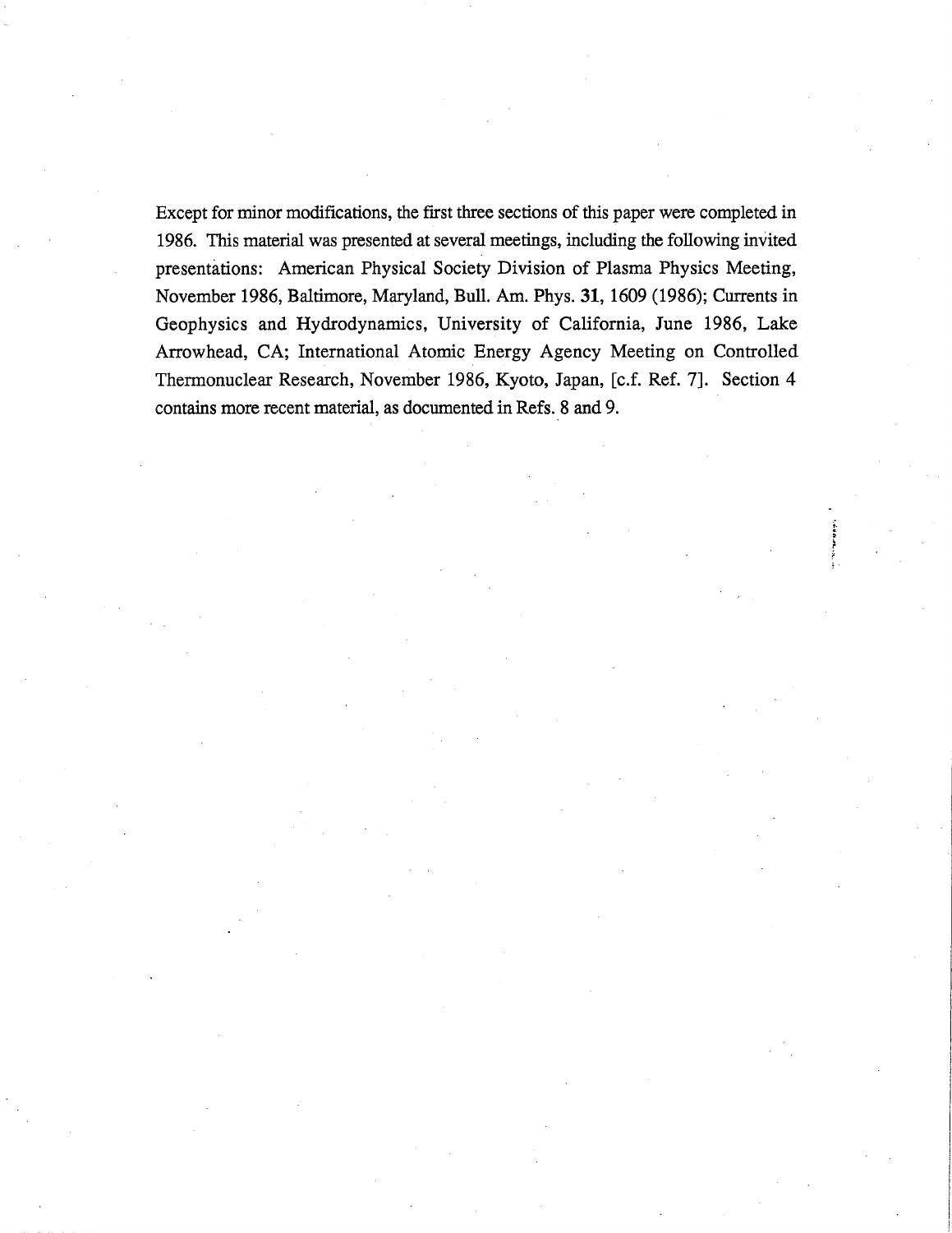Except for minor modifications, the first three sections of this paper were completed in 1986. This material was presented at several meetings, including the following invited presentations: American Physical Society Division of Plasma Physics Meeting, November 1986, Baltimore, Maryland, Bull. Am. Phys. **31**, 1609 (1986); Currents in Geophysics and Hydrodynamics, University of California, June 1986, Lake Arrowhead, CA; International Atomic Energy Agency Meeting on Controlled Thermonuclear Research, November 1986, Kyoto, Japan, [c.f. Ref. 7]. Section 4 contains more recent material, as documented in Refs. 8 and 9.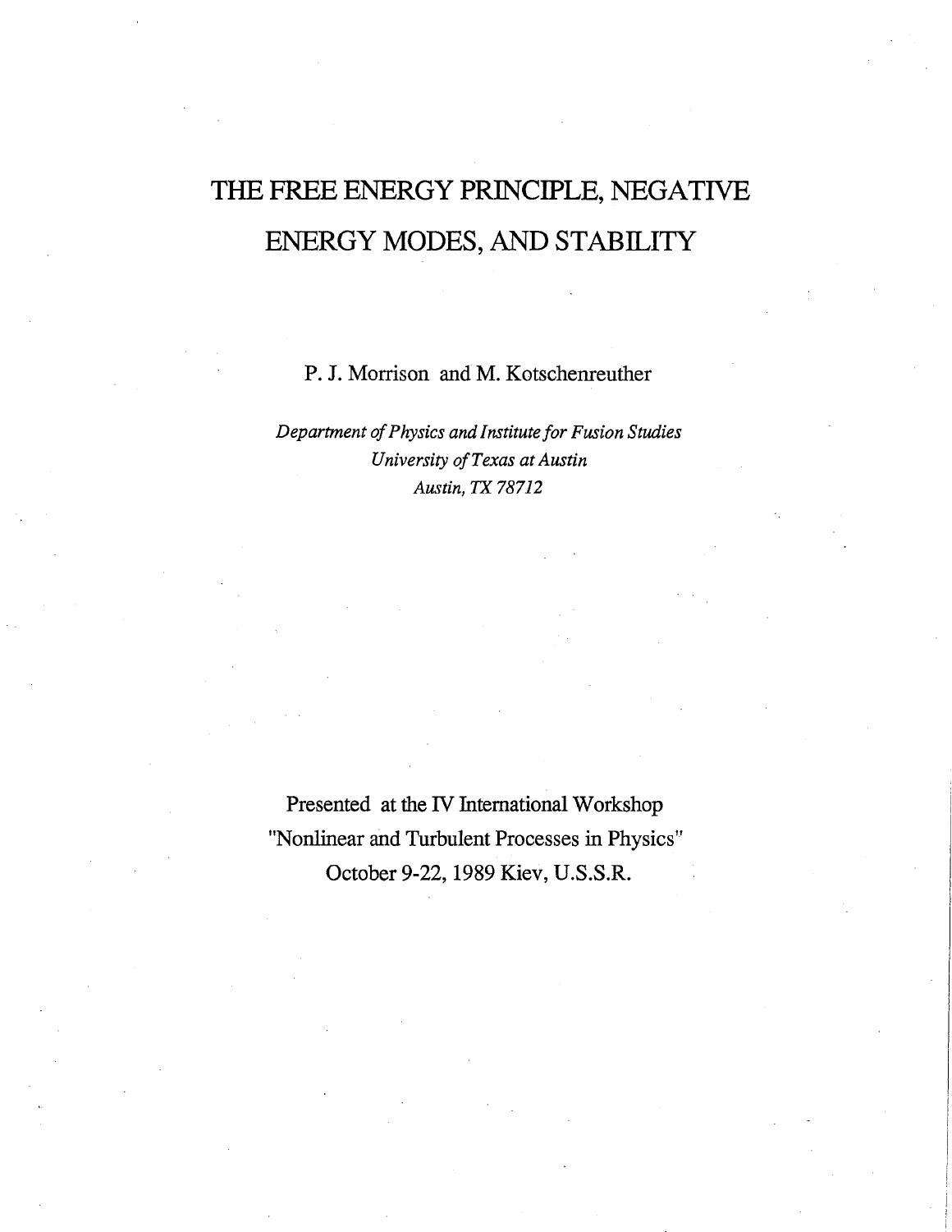# THE FREE ENERGY PRINCIPLE, NEGATIVE ENERGY MODES, AND STABILITY

P. J. Morrison and M. Kotschenreuther

*Department of Physics and Institute for Fusion Studies*
*University of Texas at Austin*
*Austin, TX 78712*

Presented at the IV International Workshop
"Nonlinear and Turbulent Processes in Physics"
October 9-22, 1989 Kiev, U.S.S.R.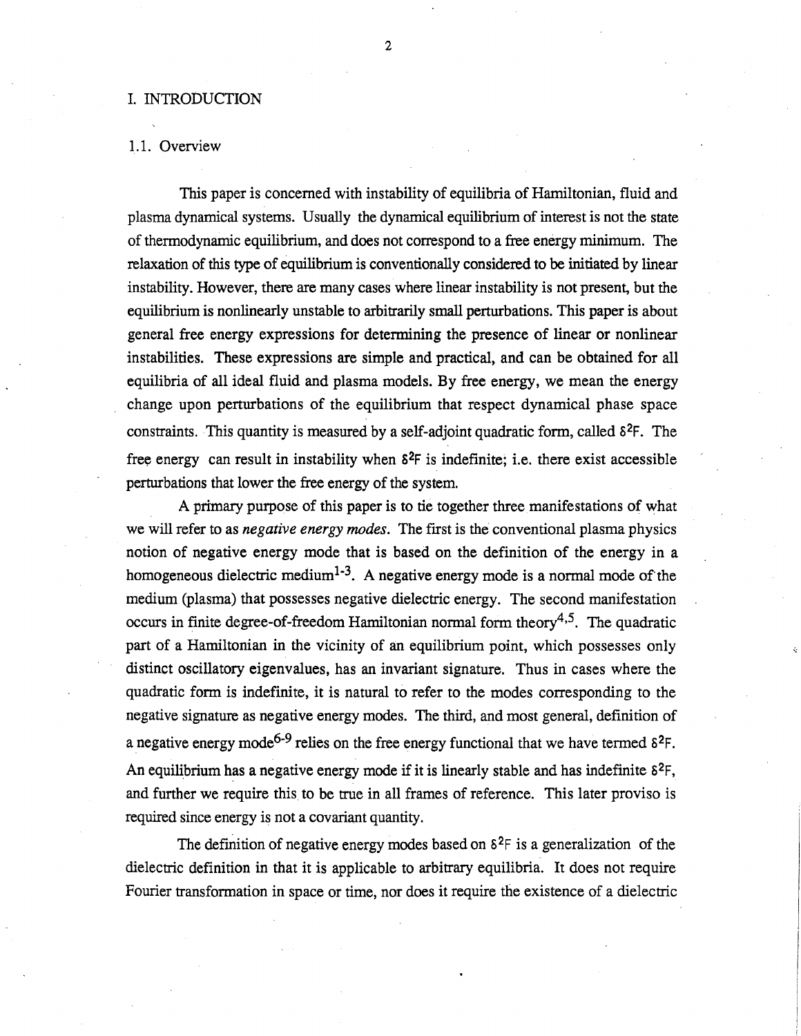# I. INTRODUCTION

## 1.1. Overview

This paper is concerned with instability of equilibria of Hamiltonian, fluid and plasma dynamical systems. Usually the dynamical equilibrium of interest is not the state of thermodynamic equilibrium, and does not correspond to a free energy minimum. The relaxation of this type of equilibrium is conventionally considered to be initiated by linear instability. However, there are many cases where linear instability is not present, but the equilibrium is nonlinearly unstable to arbitrarily small perturbations. This paper is about general free energy expressions for determining the presence of linear or nonlinear instabilities. These expressions are simple and practical, and can be obtained for all equilibria of all ideal fluid and plasma models. By free energy, we mean the energy change upon perturbations of the equilibrium that respect dynamical phase space constraints. This quantity is measured by a self-adjoint quadratic form, called $\delta^2F$. The free energy can result in instability when $\delta^2F$ is indefinite; i.e. there exist accessible perturbations that lower the free energy of the system.

A primary purpose of this paper is to tie together three manifestations of what we will refer to as *negative energy modes*. The first is the conventional plasma physics notion of negative energy mode that is based on the definition of the energy in a homogeneous dielectric medium[1-3]. A negative energy mode is a normal mode of the medium (plasma) that possesses negative dielectric energy. The second manifestation occurs in finite degree-of-freedom Hamiltonian normal form theory[4,5]. The quadratic part of a Hamiltonian in the vicinity of an equilibrium point, which possesses only distinct oscillatory eigenvalues, has an invariant signature. Thus in cases where the quadratic form is indefinite, it is natural to refer to the modes corresponding to the negative signature as negative energy modes. The third, and most general, definition of a negative energy mode[6-9] relies on the free energy functional that we have termed $\delta^2F$. An equilibrium has a negative energy mode if it is linearly stable and has indefinite $\delta^2F$, and further we require this to be true in all frames of reference. This later proviso is required since energy is not a covariant quantity.

The definition of negative energy modes based on $\delta^2F$ is a generalization of the dielectric definition in that it is applicable to arbitrary equilibria. It does not require Fourier transformation in space or time, nor does it require the existence of a dielectric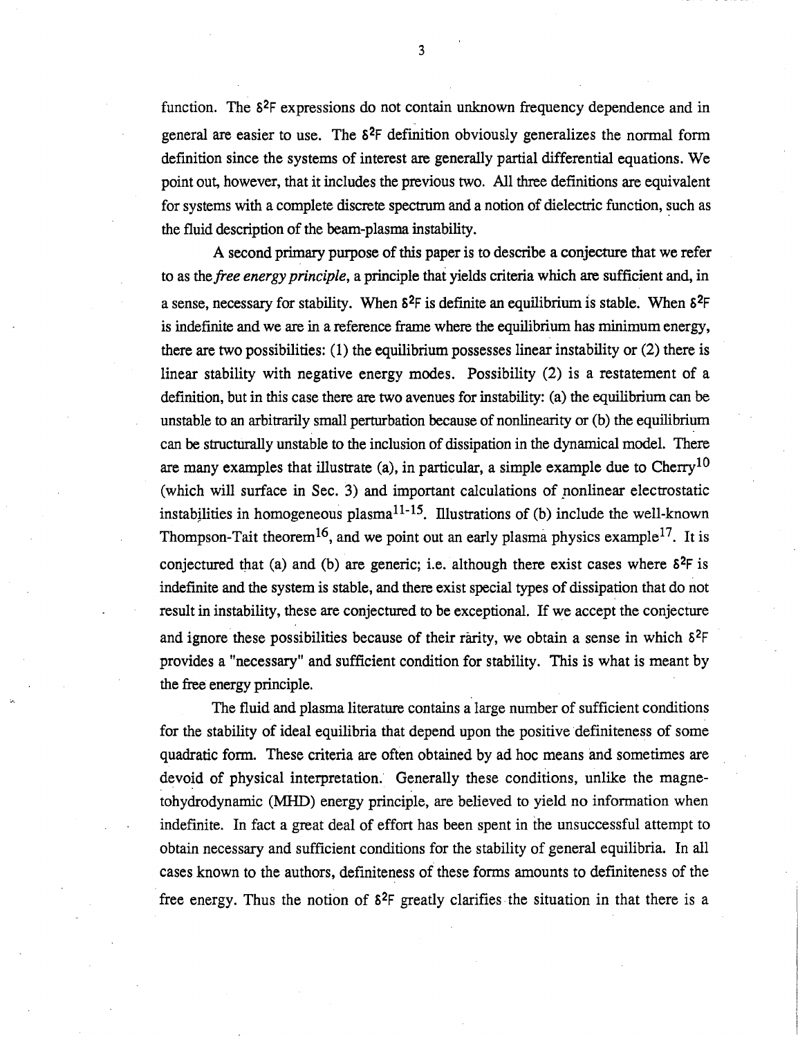function. The $\delta^2F$ expressions do not contain unknown frequency dependence and in general are easier to use. The $\delta^2F$ definition obviously generalizes the normal form definition since the systems of interest are generally partial differential equations. We point out, however, that it includes the previous two. All three definitions are equivalent for systems with a complete discrete spectrum and a notion of dielectric function, such as the fluid description of the beam-plasma instability.

A second primary purpose of this paper is to describe a conjecture that we refer to as the *free energy principle*, a principle that yields criteria which are sufficient and, in a sense, necessary for stability. When $\delta^2F$ is definite an equilibrium is stable. When $\delta^2F$ is indefinite and we are in a reference frame where the equilibrium has minimum energy, there are two possibilities: (1) the equilibrium possesses linear instability or (2) there is linear stability with negative energy modes. Possibility (2) is a restatement of a definition, but in this case there are two avenues for instability: (a) the equilibrium can be unstable to an arbitrarily small perturbation because of nonlinearity or (b) the equilibrium can be structurally unstable to the inclusion of dissipation in the dynamical model. There are many examples that illustrate (a), in particular, a simple example due to Cherry[10] (which will surface in Sec. 3) and important calculations of nonlinear electrostatic instabilities in homogeneous plasma[11-15]. Illustrations of (b) include the well-known Thompson-Tait theorem[16], and we point out an early plasma physics example[17]. It is conjectured that (a) and (b) are generic; i.e. although there exist cases where $\delta^2F$ is indefinite and the system is stable, and there exist special types of dissipation that do not result in instability, these are conjectured to be exceptional. If we accept the conjecture and ignore these possibilities because of their rarity, we obtain a sense in which $\delta^2F$ provides a "necessary" and sufficient condition for stability. This is what is meant by the free energy principle.

The fluid and plasma literature contains a large number of sufficient conditions for the stability of ideal equilibria that depend upon the positive definiteness of some quadratic form. These criteria are often obtained by ad hoc means and sometimes are devoid of physical interpretation. Generally these conditions, unlike the magnetohydrodynamic (MHD) energy principle, are believed to yield no information when indefinite. In fact a great deal of effort has been spent in the unsuccessful attempt to obtain necessary and sufficient conditions for the stability of general equilibria. In all cases known to the authors, definiteness of these forms amounts to definiteness of the free energy. Thus the notion of $\delta^2F$ greatly clarifies the situation in that there is a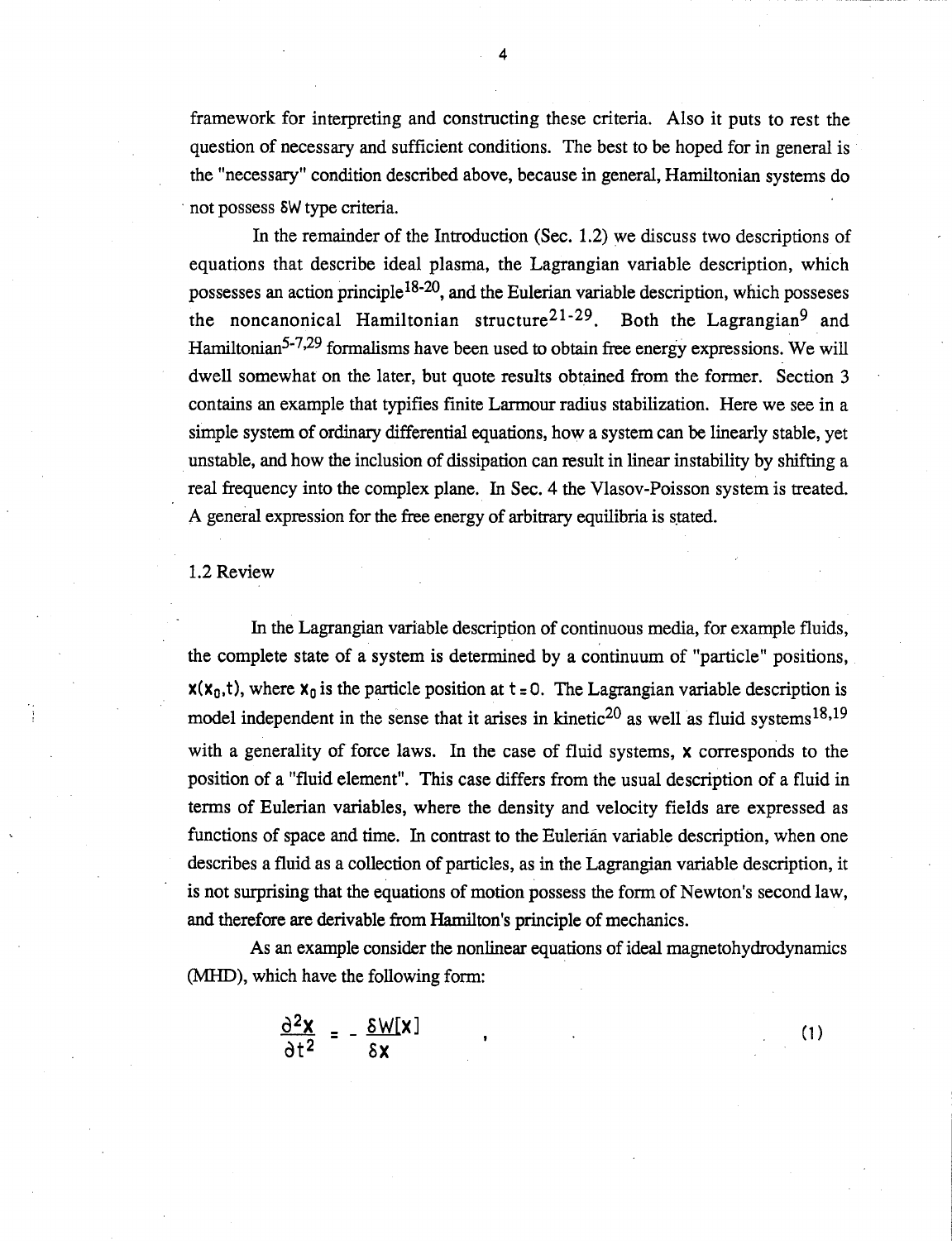framework for interpreting and constructing these criteria. Also it puts to rest the question of necessary and sufficient conditions. The best to be hoped for in general is the "necessary" condition described above, because in general, Hamiltonian systems do not possess $\delta W$ type criteria.

In the remainder of the Introduction (Sec. 1.2) we discuss two descriptions of equations that describe ideal plasma, the Lagrangian variable description, which possesses an action principle[18-20], and the Eulerian variable description, which posseses the noncanonical Hamiltonian structure[21-29]. Both the Lagrangian[9] and Hamiltonian[5-7,29] formalisms have been used to obtain free energy expressions. We will dwell somewhat on the later, but quote results obtained from the former. Section 3 contains an example that typifies finite Larmour radius stabilization. Here we see in a simple system of ordinary differential equations, how a system can be linearly stable, yet unstable, and how the inclusion of dissipation can result in linear instability by shifting a real frequency into the complex plane. In Sec. 4 the Vlasov-Poisson system is treated. A general expression for the free energy of arbitrary equilibria is stated.

## 1.2 Review

In the Lagrangian variable description of continuous media, for example fluids, the complete state of a system is determined by a continuum of "particle" positions, $\mathbf{x}(\mathbf{x}_0,t)$, where $\mathbf{x}_0$ is the particle position at $t = 0$. The Lagrangian variable description is model independent in the sense that it arises in kinetic[20] as well as fluid systems[18,19] with a generality of force laws. In the case of fluid systems, $\mathbf{x}$ corresponds to the position of a "fluid element". This case differs from the usual description of a fluid in terms of Eulerian variables, where the density and velocity fields are expressed as functions of space and time. In contrast to the Eulerian variable description, when one describes a fluid as a collection of particles, as in the Lagrangian variable description, it is not surprising that the equations of motion possess the form of Newton's second law, and therefore are derivable from Hamilton's principle of mechanics.

As an example consider the nonlinear equations of ideal magnetohydrodynamics (MHD), which have the following form:

$$\frac{\partial^2 \mathbf{x}}{\partial t^2} = -\frac{\delta W[\mathbf{x}]}{\delta \mathbf{x}} \qquad , \tag{1}$$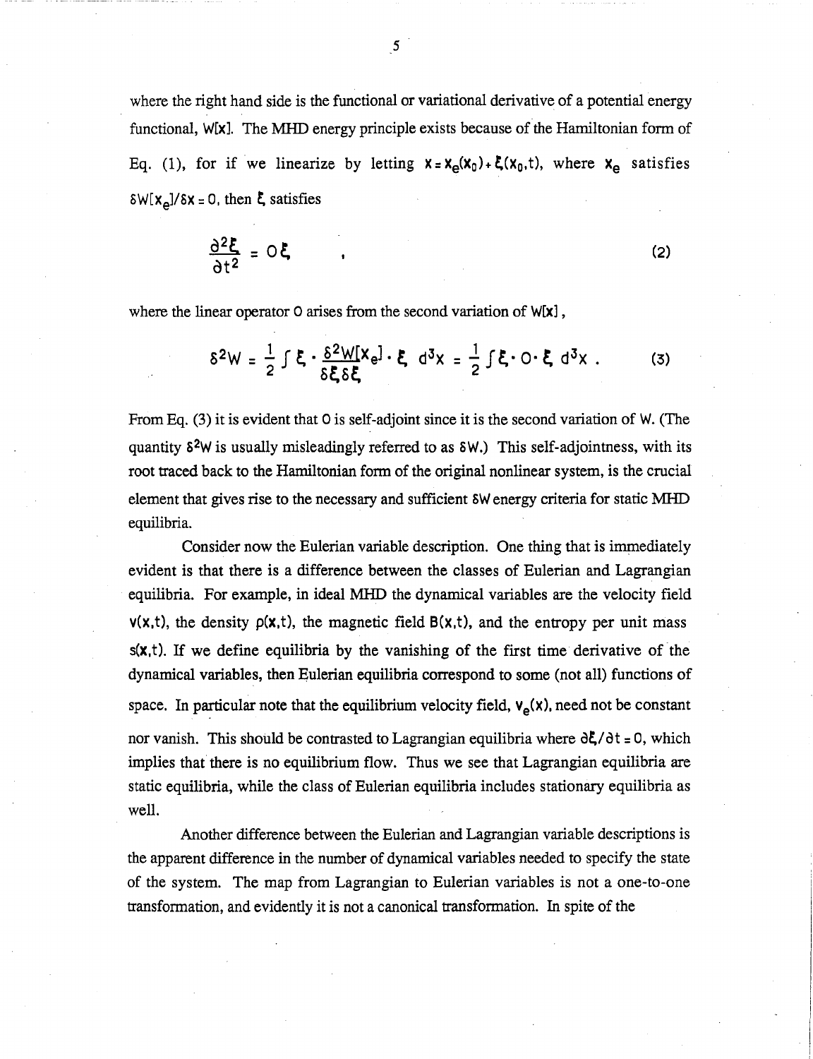where the right hand side is the functional or variational derivative of a potential energy functional, $W[x]$. The MHD energy principle exists because of the Hamiltonian form of Eq. (1), for if we linearize by letting $x = x_e(x_0) + \xi(x_0, t)$, where $x_e$ satisfies $\delta W[x_e]/\delta x = 0$, then $\xi$ satisfies

$$\frac{\partial^2 \xi}{\partial t^2} = O\xi \quad , \tag{2}$$

where the linear operator $O$ arises from the second variation of $W[x]$,

$$\delta^2 W = \frac{1}{2} \int \xi \cdot \frac{\delta^2 W[x_e]}{\delta \xi \delta \xi} \cdot \xi \, d^3x = \frac{1}{2} \int \xi \cdot O \cdot \xi \, d^3x \, . \tag{3}$$

From Eq. (3) it is evident that $O$ is self-adjoint since it is the second variation of $W$. (The quantity $\delta^2 W$ is usually misleadingly referred to as $\delta W$.) This self-adjointness, with its root traced back to the Hamiltonian form of the original nonlinear system, is the crucial element that gives rise to the necessary and sufficient $\delta W$ energy criteria for static MHD equilibria.

Consider now the Eulerian variable description. One thing that is immediately evident is that there is a difference between the classes of Eulerian and Lagrangian equilibria. For example, in ideal MHD the dynamical variables are the velocity field $v(x,t)$, the density $\rho(x,t)$, the magnetic field $B(x,t)$, and the entropy per unit mass $s(x,t)$. If we define equilibria by the vanishing of the first time derivative of the dynamical variables, then Eulerian equilibria correspond to some (not all) functions of space. In particular note that the equilibrium velocity field, $v_e(x)$, need not be constant nor vanish. This should be contrasted to Lagrangian equilibria where $\partial\xi/\partial t = 0$, which implies that there is no equilibrium flow. Thus we see that Lagrangian equilibria are static equilibria, while the class of Eulerian equilibria includes stationary equilibria as well.

Another difference between the Eulerian and Lagrangian variable descriptions is the apparent difference in the number of dynamical variables needed to specify the state of the system. The map from Lagrangian to Eulerian variables is not a one-to-one transformation, and evidently it is not a canonical transformation. In spite of the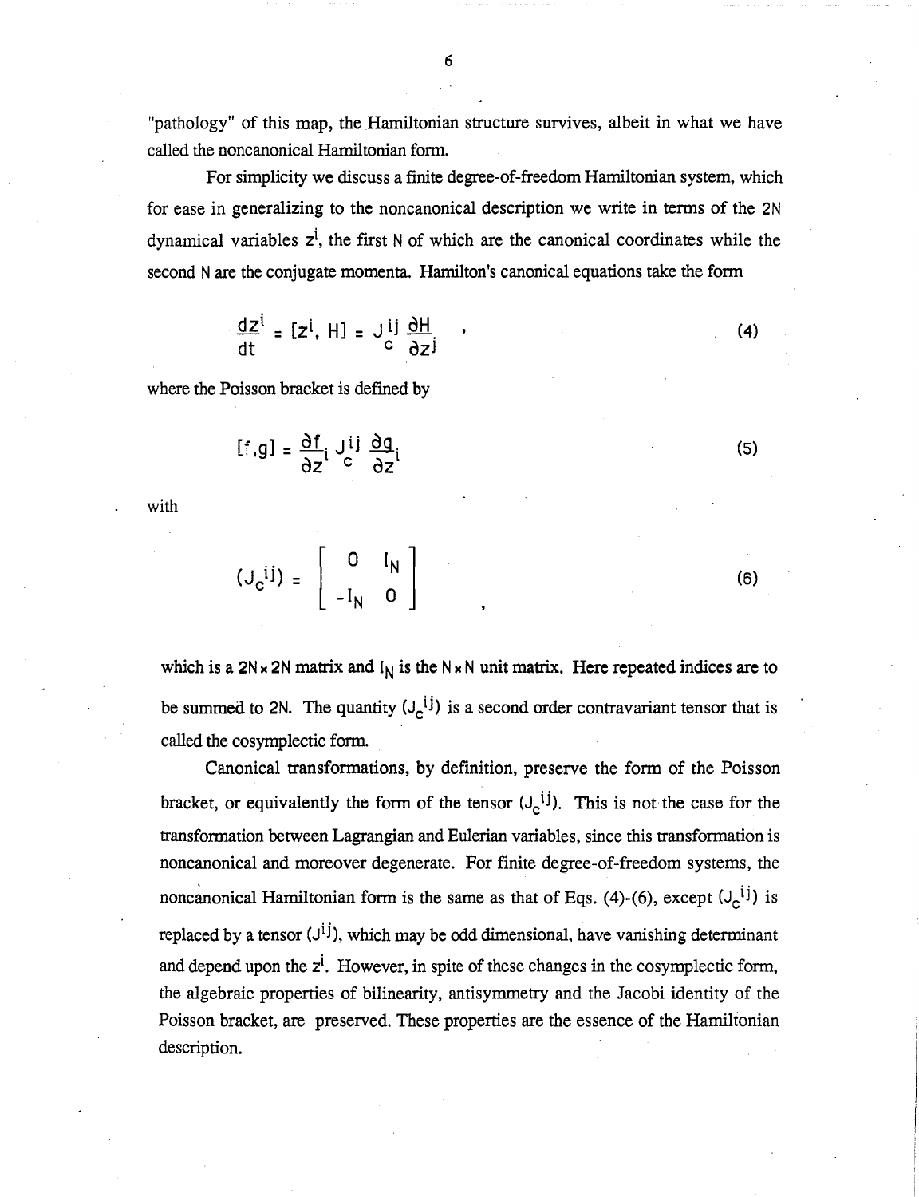"pathology" of this map, the Hamiltonian structure survives, albeit in what we have called the noncanonical Hamiltonian form.

For simplicity we discuss a finite degree-of-freedom Hamiltonian system, which for ease in generalizing to the noncanonical description we write in terms of the $2N$ dynamical variables $z^i$, the first $N$ of which are the canonical coordinates while the second $N$ are the conjugate momenta. Hamilton's canonical equations take the form

$$\frac{dz^i}{dt} = [z^i, H] = J_c^{ij} \frac{\partial H}{\partial z^j} \quad , \tag{4}$$

where the Poisson bracket is defined by

$$[f,g] = \frac{\partial f}{\partial z^i} J_c^{ij} \frac{\partial g}{\partial z^j} \tag{5}$$

with

$$(J_c^{ij}) = \begin{bmatrix} 0 & I_N \\ -I_N & 0 \end{bmatrix} \quad , \tag{6}$$

which is a $2N \times 2N$ matrix and $I_N$ is the $N \times N$ unit matrix. Here repeated indices are to be summed to $2N$. The quantity $(J_c^{ij})$ is a second order contravariant tensor that is called the cosymplectic form.

Canonical transformations, by definition, preserve the form of the Poisson bracket, or equivalently the form of the tensor $(J_c^{ij})$. This is not the case for the transformation between Lagrangian and Eulerian variables, since this transformation is noncanonical and moreover degenerate. For finite degree-of-freedom systems, the noncanonical Hamiltonian form is the same as that of Eqs. (4)-(6), except $(J_c^{ij})$ is replaced by a tensor $(J^{ij})$, which may be odd dimensional, have vanishing determinant and depend upon the $z^i$. However, in spite of these changes in the cosymplectic form, the algebraic properties of bilinearity, antisymmetry and the Jacobi identity of the Poisson bracket, are preserved. These properties are the essence of the Hamiltonian description.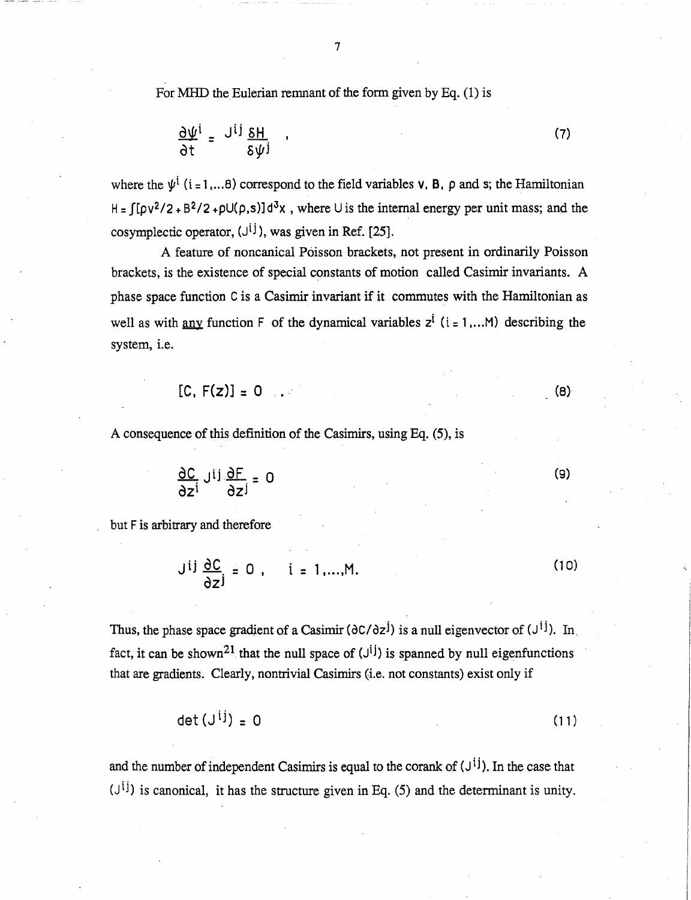For MHD the Eulerian remnant of the form given by Eq. (1) is

$$\frac{\partial \psi^i}{\partial t} = J^{ij} \frac{\delta H}{\delta \psi^j} \quad , \tag{7}$$

where the $\psi^i$ $(i = 1,...8)$ correspond to the field variables $\mathbf{v}$, $\mathbf{B}$, $\rho$ and $s$; the Hamiltonian $H = \int [\rho v^2/2 + B^2/2 + \rho U(\rho, s)] d^3x$ , where $U$ is the internal energy per unit mass; and the cosymplectic operator, $(J^{ij})$, was given in Ref. [25].

A feature of noncanical Poisson brackets, not present in ordinarily Poisson brackets, is the existence of special constants of motion called Casimir invariants. A phase space function $C$ is a Casimir invariant if it commutes with the Hamiltonian as well as with <u>any</u> function $F$ of the dynamical variables $z^i$ $(i = 1,...M)$ describing the system, i.e.

$$[C, F(z)] = 0 \quad . \tag{8}$$

A consequence of this definition of the Casimirs, using Eq. (5), is

$$\frac{\partial C}{\partial z^i} J^{ij} \frac{\partial F}{\partial z^j} = 0 \tag{9}$$

but $F$ is arbitrary and therefore

$$J^{ij} \frac{\partial C}{\partial z^j} = 0 \, , \quad i = 1,...,M. \tag{10}$$

Thus, the phase space gradient of a Casimir $(\partial C/\partial z^j)$ is a null eigenvector of $(J^{ij})$. In fact, it can be shown[21] that the null space of $(J^{ij})$ is spanned by null eigenfunctions that are gradients. Clearly, nontrivial Casimirs (i.e. not constants) exist only if

$$\det (J^{ij}) = 0 \tag{11}$$

and the number of independent Casimirs is equal to the corank of $(J^{ij})$. In the case that $(J^{ij})$ is canonical, it has the structure given in Eq. (5) and the determinant is unity.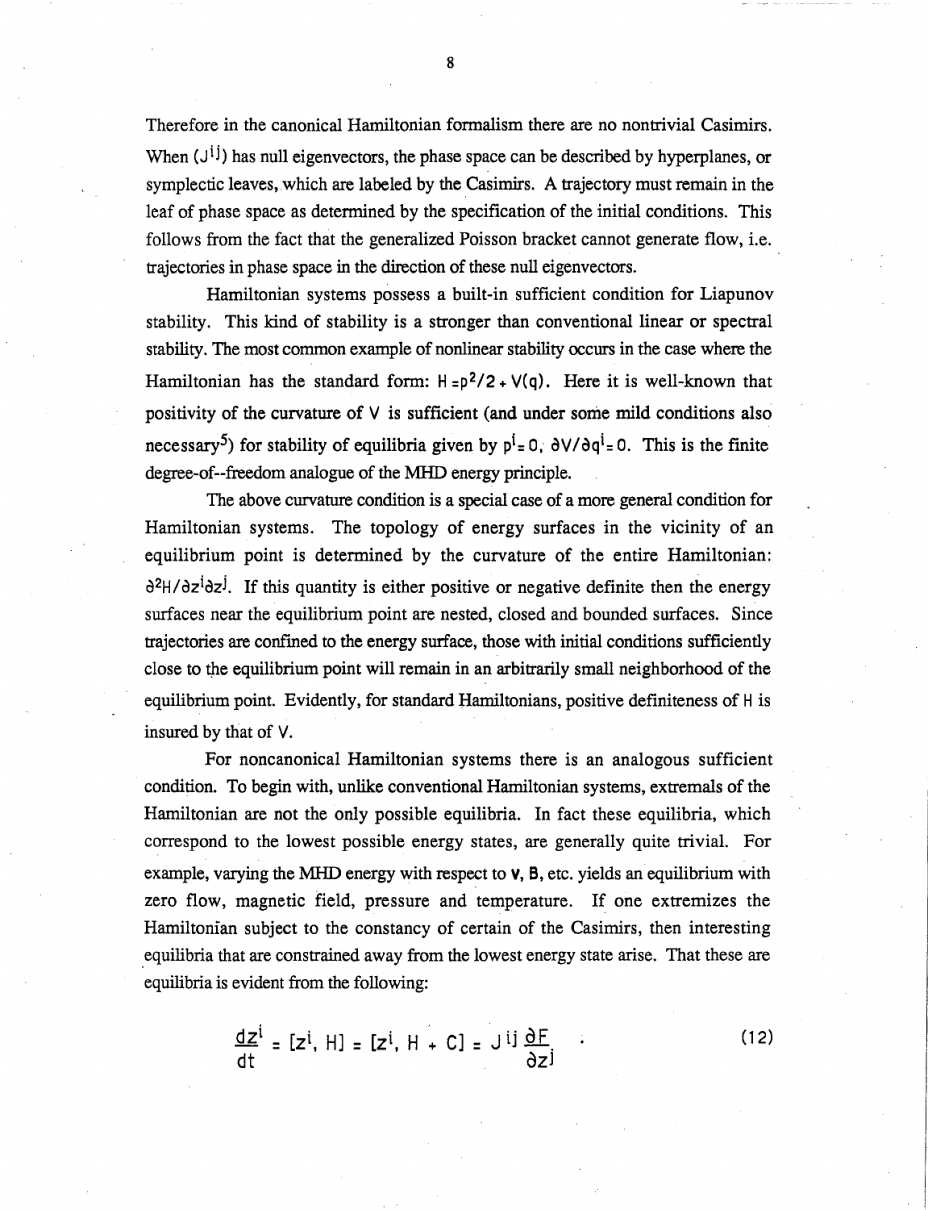Therefore in the canonical Hamiltonian formalism there are no nontrivial Casimirs. When $(J^{ij})$ has null eigenvectors, the phase space can be described by hyperplanes, or symplectic leaves, which are labeled by the Casimirs. A trajectory must remain in the leaf of phase space as determined by the specification of the initial conditions. This follows from the fact that the generalized Poisson bracket cannot generate flow, i.e. trajectories in phase space in the direction of these null eigenvectors.

Hamiltonian systems possess a built-in sufficient condition for Liapunov stability. This kind of stability is a stronger than conventional linear or spectral stability. The most common example of nonlinear stability occurs in the case where the Hamiltonian has the standard form: $H = p^2/2 + V(q)$. Here it is well-known that positivity of the curvature of $V$ is sufficient (and under some mild conditions also necessary[5]) for stability of equilibria given by $p^i = 0$, $\partial V/\partial q^i = 0$. This is the finite degree-of--freedom analogue of the MHD energy principle.

The above curvature condition is a special case of a more general condition for Hamiltonian systems. The topology of energy surfaces in the vicinity of an equilibrium point is determined by the curvature of the entire Hamiltonian: $\partial^2 H/\partial z^i \partial z^j$. If this quantity is either positive or negative definite then the energy surfaces near the equilibrium point are nested, closed and bounded surfaces. Since trajectories are confined to the energy surface, those with initial conditions sufficiently close to the equilibrium point will remain in an arbitrarily small neighborhood of the equilibrium point. Evidently, for standard Hamiltonians, positive definiteness of $H$ is insured by that of $V$.

For noncanonical Hamiltonian systems there is an analogous sufficient condition. To begin with, unlike conventional Hamiltonian systems, extremals of the Hamiltonian are not the only possible equilibria. In fact these equilibria, which correspond to the lowest possible energy states, are generally quite trivial. For example, varying the MHD energy with respect to **v**, **B**, etc. yields an equilibrium with zero flow, magnetic field, pressure and temperature. If one extremizes the Hamiltonian subject to the constancy of certain of the Casimirs, then interesting equilibria that are constrained away from the lowest energy state arise. That these are equilibria is evident from the following:

$$\frac{dz^i}{dt} = [z^i, H] = [z^i, H + C] = J^{ij} \frac{\partial F}{\partial z^j} \quad . \tag{12}$$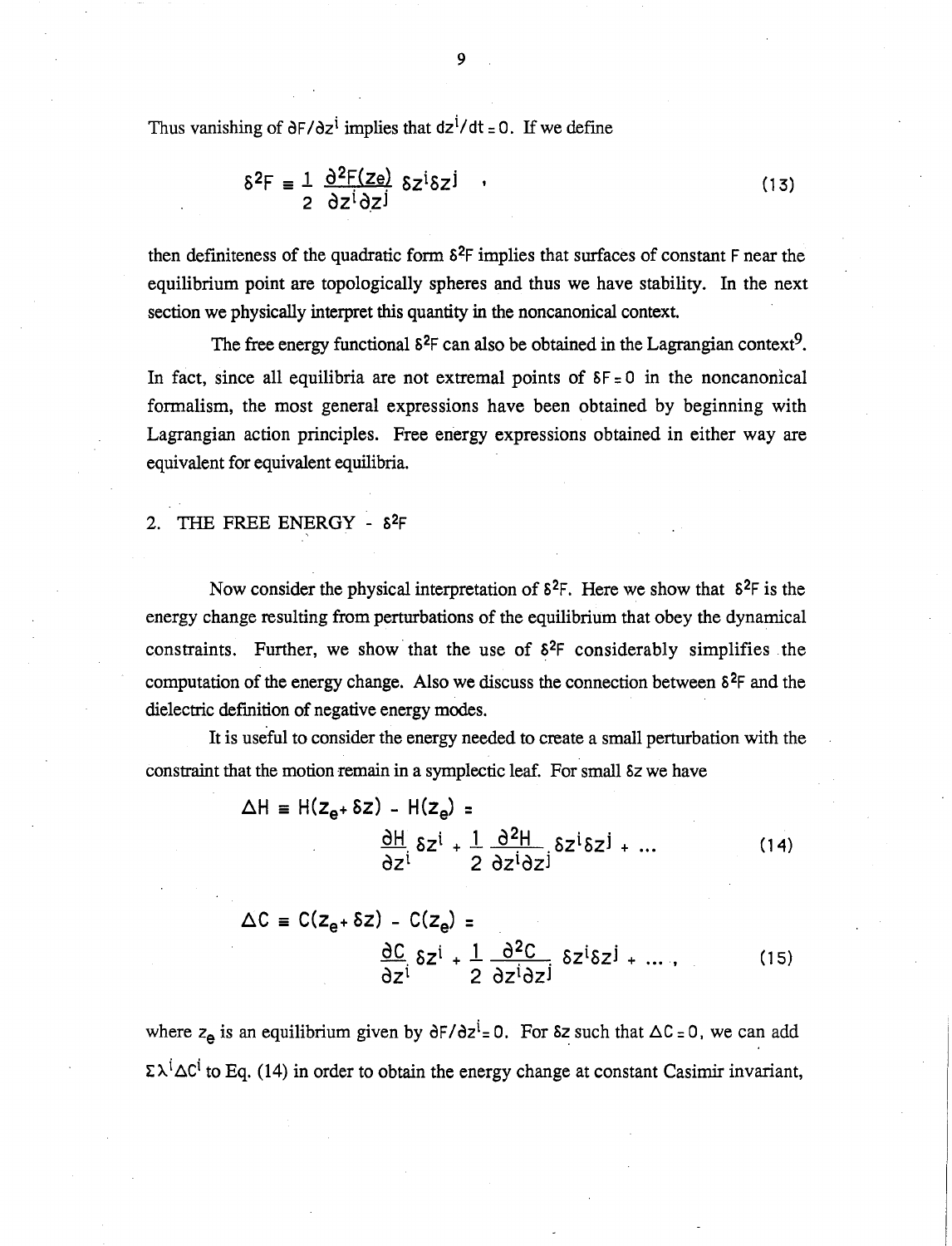Thus vanishing of $\partial F/\partial z^i$ implies that $dz^i/dt = 0$. If we define

$$\delta^2 F \equiv \frac{1}{2} \frac{\partial^2 F(z_e)}{\partial z^i \partial z^j} \delta z^i \delta z^j \quad , \tag{13}$$

then definiteness of the quadratic form $\delta^2 F$ implies that surfaces of constant $F$ near the equilibrium point are topologically spheres and thus we have stability. In the next section we physically interpret this quantity in the noncanonical context.

The free energy functional $\delta^2 F$ can also be obtained in the Lagrangian context[9]. In fact, since all equilibria are not extremal points of $\delta F = 0$ in the noncanonical formalism, the most general expressions have been obtained by beginning with Lagrangian action principles. Free energy expressions obtained in either way are equivalent for equivalent equilibria.

## 2. THE FREE ENERGY - $\delta^2 F$

Now consider the physical interpretation of $\delta^2 F$. Here we show that $\delta^2 F$ is the energy change resulting from perturbations of the equilibrium that obey the dynamical constraints. Further, we show that the use of $\delta^2 F$ considerably simplifies the computation of the energy change. Also we discuss the connection between $\delta^2 F$ and the dielectric definition of negative energy modes.

It is useful to consider the energy needed to create a small perturbation with the constraint that the motion remain in a symplectic leaf. For small $\delta z$ we have

$$\Delta H \equiv H(z_e + \delta z) - H(z_e) = \frac{\partial H}{\partial z^i} \delta z^i + \frac{1}{2} \frac{\partial^2 H}{\partial z^i \partial z^j} \delta z^i \delta z^j + \ldots \tag{14}$$

$$\Delta C \equiv C(z_e + \delta z) - C(z_e) = \frac{\partial C}{\partial z^i} \delta z^i + \frac{1}{2} \frac{\partial^2 C}{\partial z^i \partial z^j} \delta z^i \delta z^j + \ldots , \tag{15}$$

where $z_e$ is an equilibrium given by $\partial F/\partial z^i = 0$. For $\delta z$ such that $\Delta C = 0$, we can add $\Sigma \lambda^i \Delta C^i$ to Eq. (14) in order to obtain the energy change at constant Casimir invariant,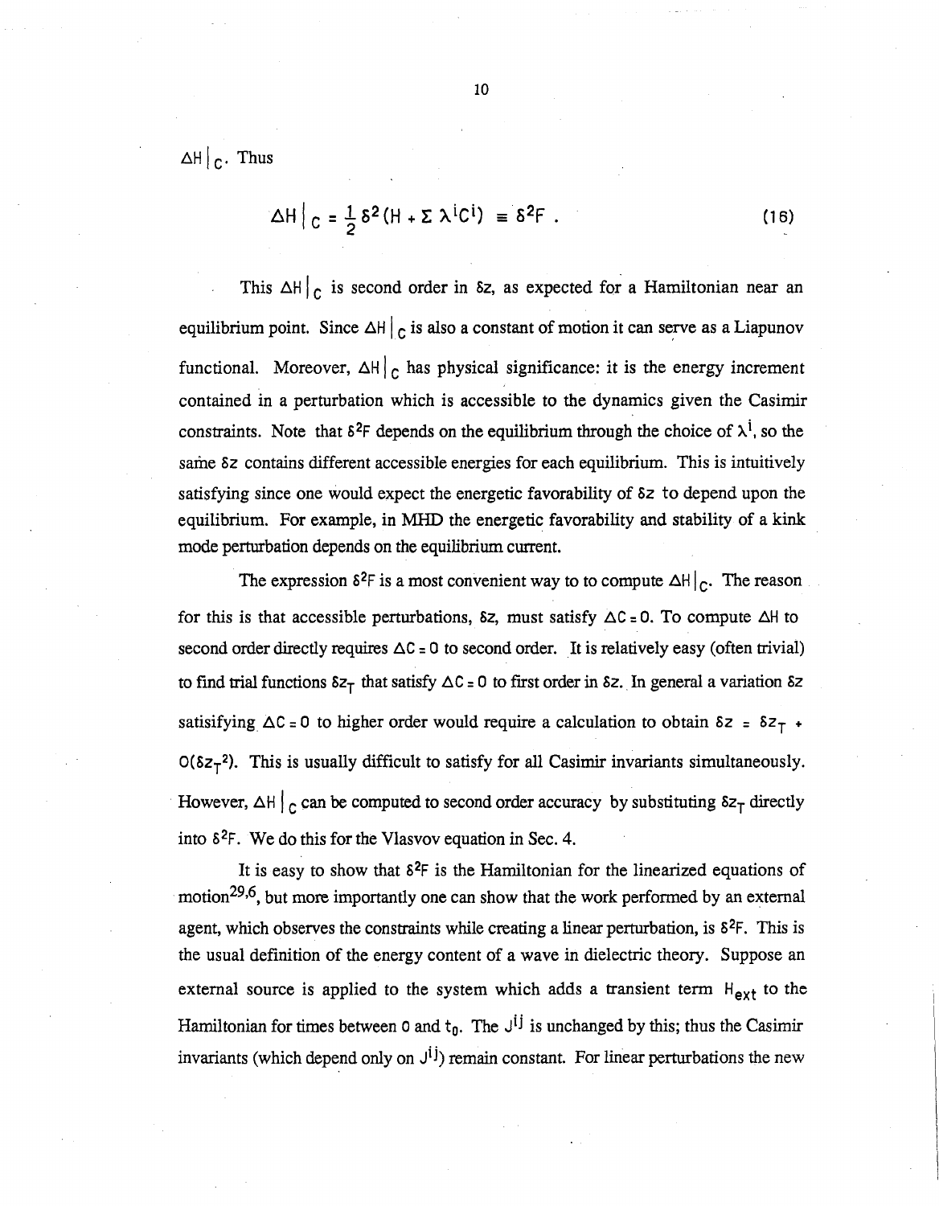$\Delta H|_C$. Thus

$$\Delta H|_C = \frac{1}{2}\delta^2(H + \Sigma\, \lambda^i C^i) \equiv \delta^2 F\ . \tag{16}$$

This $\Delta H|_C$ is second order in $\delta z$, as expected for a Hamiltonian near an equilibrium point. Since $\Delta H|_C$ is also a constant of motion it can serve as a Liapunov functional. Moreover, $\Delta H|_C$ has physical significance: it is the energy increment contained in a perturbation which is accessible to the dynamics given the Casimir constraints. Note that $\delta^2 F$ depends on the equilibrium through the choice of $\lambda^i$, so the same $\delta z$ contains different accessible energies for each equilibrium. This is intuitively satisfying since one would expect the energetic favorability of $\delta z$ to depend upon the equilibrium. For example, in MHD the energetic favorability and stability of a kink mode perturbation depends on the equilibrium current.

The expression $\delta^2 F$ is a most convenient way to to compute $\Delta H|_C$. The reason for this is that accessible perturbations, $\delta z$, must satisfy $\Delta C = 0$. To compute $\Delta H$ to second order directly requires $\Delta C = 0$ to second order. It is relatively easy (often trivial) to find trial functions $\delta z_T$ that satisfy $\Delta C = 0$ to first order in $\delta z$. In general a variation $\delta z$ satisifying $\Delta C = 0$ to higher order would require a calculation to obtain $\delta z = \delta z_T + O(\delta z_T^2)$. This is usually difficult to satisfy for all Casimir invariants simultaneously. However, $\Delta H|_C$ can be computed to second order accuracy by substituting $\delta z_T$ directly into $\delta^2 F$. We do this for the Vlasov equation in Sec. 4.

It is easy to show that $\delta^2 F$ is the Hamiltonian for the linearized equations of motion[29,6], but more importantly one can show that the work performed by an external agent, which observes the constraints while creating a linear perturbation, is $\delta^2 F$. This is the usual definition of the energy content of a wave in dielectric theory. Suppose an external source is applied to the system which adds a transient term $H_{ext}$ to the Hamiltonian for times between $0$ and $t_0$. The $J^{ij}$ is unchanged by this; thus the Casimir invariants (which depend only on $J^{ij}$) remain constant. For linear perturbations the new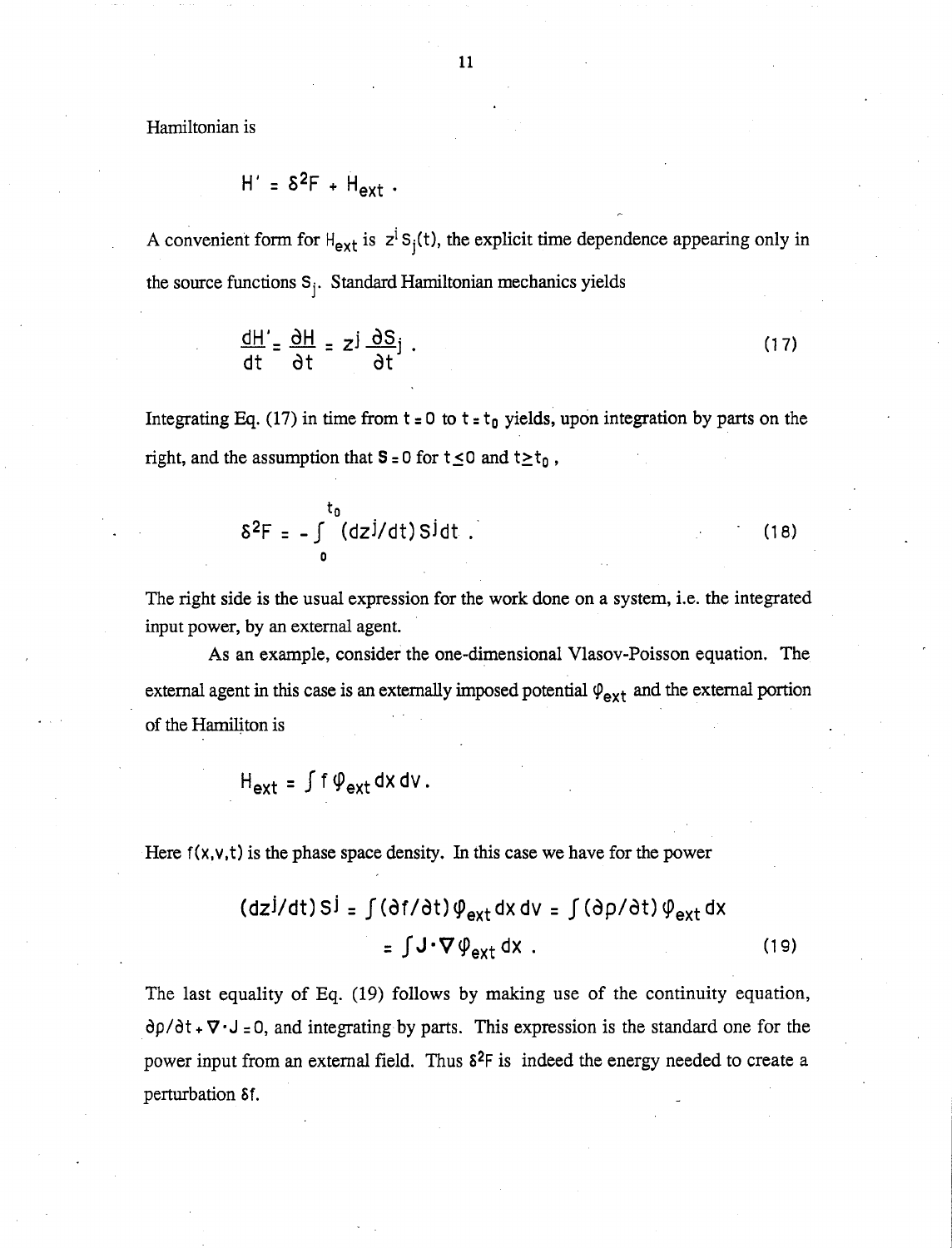Hamiltonian is

$$H' = \delta^2 F + H_{ext} \, .$$

A convenient form for $H_{ext}$ is $z^j S_j(t)$, the explicit time dependence appearing only in the source functions $S_j$. Standard Hamiltonian mechanics yields

$$\frac{dH'}{dt} = \frac{\partial H}{\partial t} = z^j \frac{\partial S_j}{\partial t} \, . \tag{17}$$

Integrating Eq. (17) in time from $t = 0$ to $t = t_0$ yields, upon integration by parts on the right, and the assumption that $\mathbf{S} = 0$ for $t \leq 0$ and $t \geq t_0$ ,

$$\delta^2 F = - \int_0^{t_0} (dz^j/dt) S^j dt \, . \tag{18}$$

The right side is the usual expression for the work done on a system, i.e. the integrated input power, by an external agent.

As an example, consider the one-dimensional Vlasov-Poisson equation. The external agent in this case is an externally imposed potential $\varphi_{ext}$ and the external portion of the Hamilton is

$$H_{ext} = \int f \, \varphi_{ext} \, dx \, dv \, .$$

Here $f(x,v,t)$ is the phase space density. In this case we have for the power

$$\begin{aligned} (dz^j/dt) S^j &= \int (\partial f/\partial t) \varphi_{ext} \, dx \, dv = \int (\partial \rho/\partial t) \varphi_{ext} \, dx \\ &= \int \mathbf{J} \cdot \nabla \varphi_{ext} \, dx \, . \end{aligned} \tag{19}$$

The last equality of Eq. (19) follows by making use of the continuity equation, $\partial \rho/\partial t + \nabla \cdot \mathbf{J} = 0$, and integrating by parts. This expression is the standard one for the power input from an external field. Thus $\delta^2 F$ is indeed the energy needed to create a perturbation $\delta f$.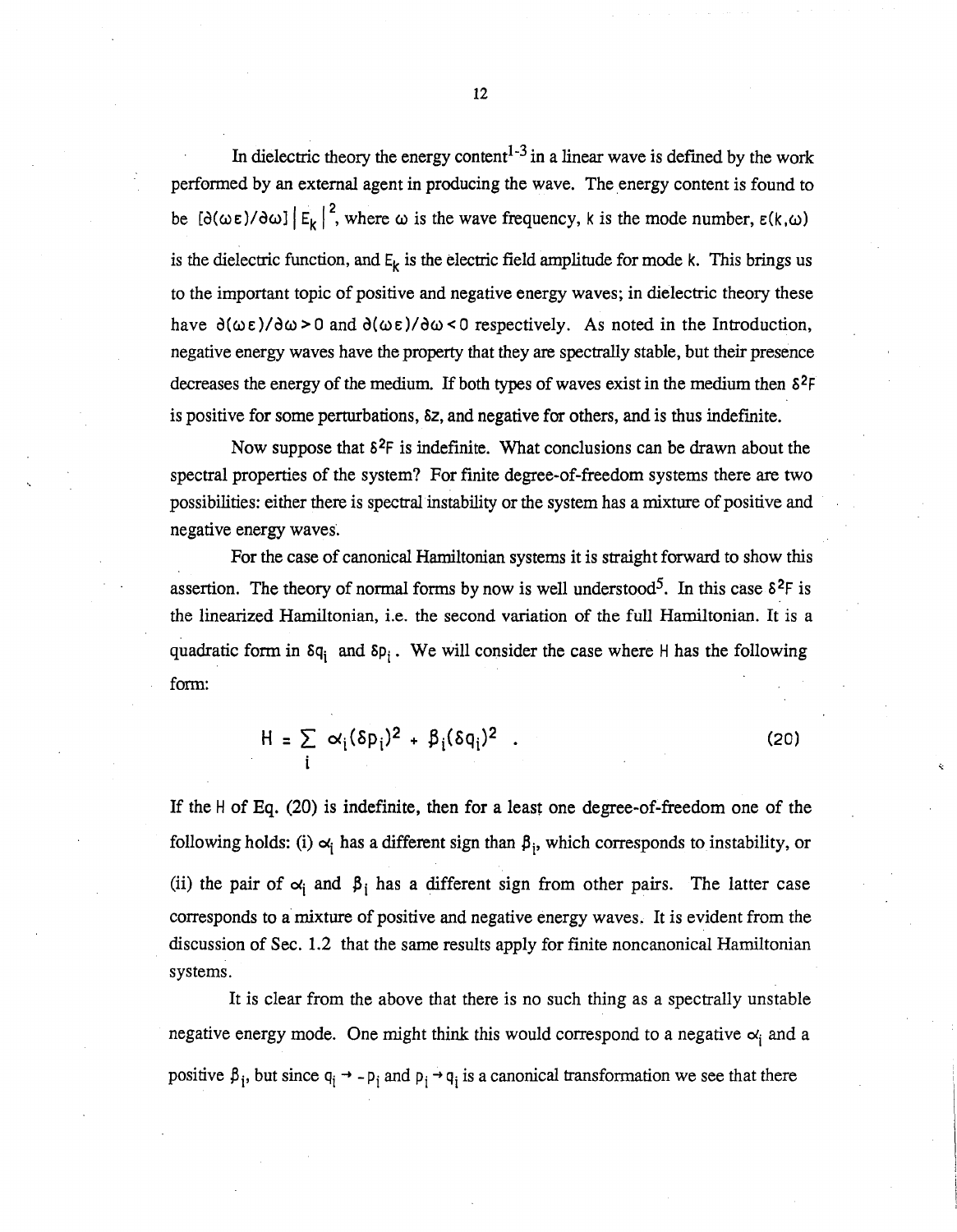In dielectric theory the energy content[1-3] in a linear wave is defined by the work performed by an external agent in producing the wave. The energy content is found to be $[\partial(\omega\varepsilon)/\partial\omega]\,|E_k|^2$, where $\omega$ is the wave frequency, $k$ is the mode number, $\varepsilon(k,\omega)$ is the dielectric function, and $E_k$ is the electric field amplitude for mode $k$. This brings us to the important topic of positive and negative energy waves; in dielectric theory these have $\partial(\omega\varepsilon)/\partial\omega > 0$ and $\partial(\omega\varepsilon)/\partial\omega < 0$ respectively. As noted in the Introduction, negative energy waves have the property that they are spectrally stable, but their presence decreases the energy of the medium. If both types of waves exist in the medium then $\delta^2F$ is positive for some perturbations, $\delta z$, and negative for others, and is thus indefinite.

Now suppose that $\delta^2F$ is indefinite. What conclusions can be drawn about the spectral properties of the system? For finite degree-of-freedom systems there are two possibilities: either there is spectral instability or the system has a mixture of positive and negative energy waves.

For the case of canonical Hamiltonian systems it is straight forward to show this assertion. The theory of normal forms by now is well understood[5]. In this case $\delta^2F$ is the linearized Hamiltonian, i.e. the second variation of the full Hamiltonian. It is a quadratic form in $\delta q_i$ and $\delta p_i$. We will consider the case where $H$ has the following form:

$$H = \sum_i \alpha_i(\delta p_i)^2 + \beta_i(\delta q_i)^2 \quad . \tag{20}$$

If the $H$ of Eq. (20) is indefinite, then for a least one degree-of-freedom one of the following holds: (i) $\alpha_i$ has a different sign than $\beta_i$, which corresponds to instability, or (ii) the pair of $\alpha_i$ and $\beta_i$ has a different sign from other pairs. The latter case corresponds to a mixture of positive and negative energy waves. It is evident from the discussion of Sec. 1.2 that the same results apply for finite noncanonical Hamiltonian systems.

It is clear from the above that there is no such thing as a spectrally unstable negative energy mode. One might think this would correspond to a negative $\alpha_i$ and a positive $\beta_i$, but since $q_i \to -p_i$ and $p_i \to q_i$ is a canonical transformation we see that there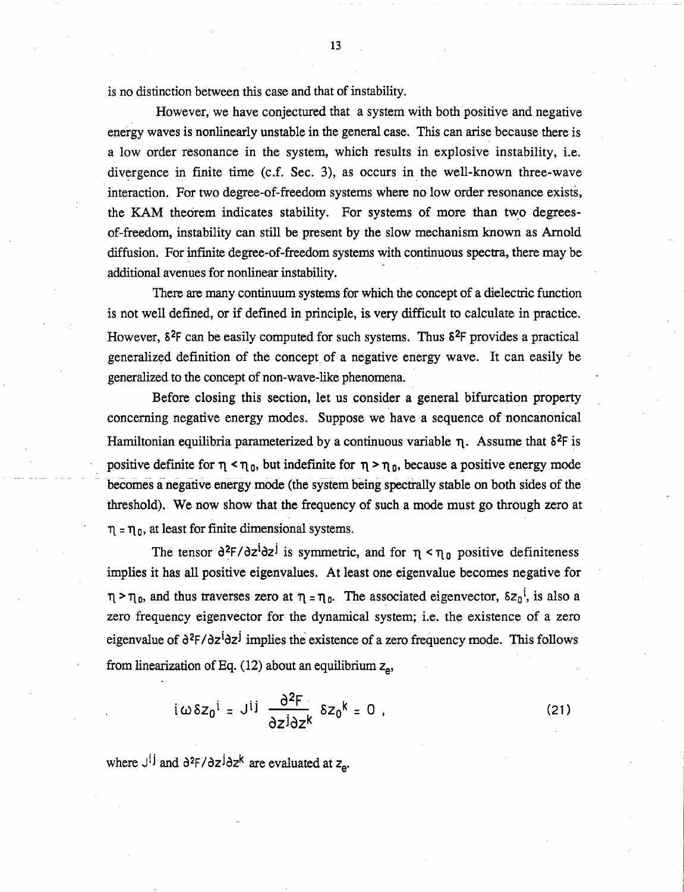is no distinction between this case and that of instability.

However, we have conjectured that a system with both positive and negative energy waves is nonlinearly unstable in the general case. This can arise because there is a low order resonance in the system, which results in explosive instability, i.e. divergence in finite time (c.f. Sec. 3), as occurs in the well-known three-wave interaction. For two degree-of-freedom systems where no low order resonance exists, the KAM theorem indicates stability. For systems of more than two degrees-of-freedom, instability can still be present by the slow mechanism known as Arnold diffusion. For infinite degree-of-freedom systems with continuous spectra, there may be additional avenues for nonlinear instability.

There are many continuum systems for which the concept of a dielectric function is not well defined, or if defined in principle, is very difficult to calculate in practice. However, $\delta^2 F$ can be easily computed for such systems. Thus $\delta^2 F$ provides a practical generalized definition of the concept of a negative energy wave. It can easily be generalized to the concept of non-wave-like phenomena.

Before closing this section, let us consider a general bifurcation property concerning negative energy modes. Suppose we have a sequence of noncanonical Hamiltonian equilibria parameterized by a continuous variable $\eta$. Assume that $\delta^2 F$ is positive definite for $\eta < \eta_0$, but indefinite for $\eta > \eta_0$, because a positive energy mode becomes a negative energy mode (the system being spectrally stable on both sides of the threshold). We now show that the frequency of such a mode must go through zero at $\eta = \eta_0$, at least for finite dimensional systems.

The tensor $\partial^2 F / \partial z^i \partial z^j$ is symmetric, and for $\eta < \eta_0$ positive definiteness implies it has all positive eigenvalues. At least one eigenvalue becomes negative for $\eta > \eta_0$, and thus traverses zero at $\eta = \eta_0$. The associated eigenvector, $\delta z_0{}^i$, is also a zero frequency eigenvector for the dynamical system; i.e. the existence of a zero eigenvalue of $\partial^2 F / \partial z^i \partial z^j$ implies the existence of a zero frequency mode. This follows from linearization of Eq. (12) about an equilibrium $z_e$,

$$i \omega \delta z_0{}^i = J^{ij} \frac{\partial^2 F}{\partial z^j \partial z^k} \delta z_0{}^k = 0 \, , \tag{21}$$

where $J^{ij}$ and $\partial^2 F / \partial z^j \partial z^k$ are evaluated at $z_e$.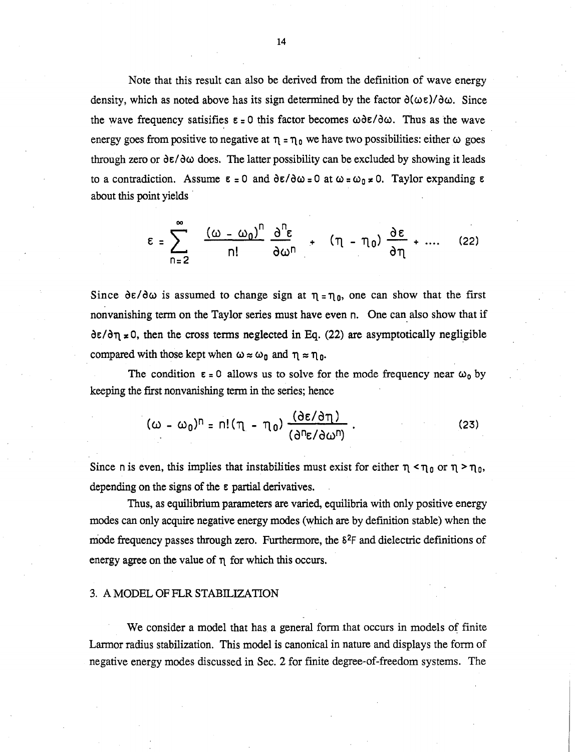Note that this result can also be derived from the definition of wave energy density, which as noted above has its sign determined by the factor $\partial(\omega\varepsilon)/\partial\omega$. Since the wave frequency satisifies $\varepsilon = 0$ this factor becomes $\omega\partial\varepsilon/\partial\omega$. Thus as the wave energy goes from positive to negative at $\eta = \eta_0$ we have two possibilities: either $\omega$ goes through zero or $\partial\varepsilon/\partial\omega$ does. The latter possibility can be excluded by showing it leads to a contradiction. Assume $\varepsilon = 0$ and $\partial\varepsilon/\partial\omega = 0$ at $\omega = \omega_0 \neq 0$. Taylor expanding $\varepsilon$ about this point yields

$$
\varepsilon = \sum_{n=2}^{\infty} \frac{(\omega - \omega_0)^n}{n!} \frac{\partial^n \varepsilon}{\partial \omega^n} + (\eta - \eta_0)\frac{\partial \varepsilon}{\partial \eta} + \ldots \tag{22}
$$

Since $\partial\varepsilon/\partial\omega$ is assumed to change sign at $\eta = \eta_0$, one can show that the first nonvanishing term on the Taylor series must have even $n$. One can also show that if $\partial\varepsilon/\partial\eta \neq 0$, then the cross terms neglected in Eq. (22) are asymptotically negligible compared with those kept when $\omega \approx \omega_0$ and $\eta \approx \eta_0$.

The condition $\varepsilon = 0$ allows us to solve for the mode frequency near $\omega_0$ by keeping the first nonvanishing term in the series; hence

$$
(\omega - \omega_0)^n = n!(\eta - \eta_0)\frac{(\partial\varepsilon/\partial\eta)}{(\partial^n\varepsilon/\partial\omega^n)} . \tag{23}
$$

Since $n$ is even, this implies that instabilities must exist for either $\eta < \eta_0$ or $\eta > \eta_0$, depending on the signs of the $\varepsilon$ partial derivatives.

Thus, as equilibrium parameters are varied, equilibria with only positive energy modes can only acquire negative energy modes (which are by definition stable) when the mode frequency passes through zero. Furthermore, the $\delta^2 F$ and dielectric definitions of energy agree on the value of $\eta$ for which this occurs.

## 3. A MODEL OF FLR STABILIZATION

We consider a model that has a general form that occurs in models of finite Larmor radius stabilization. This model is canonical in nature and displays the form of negative energy modes discussed in Sec. 2 for finite degree-of-freedom systems. The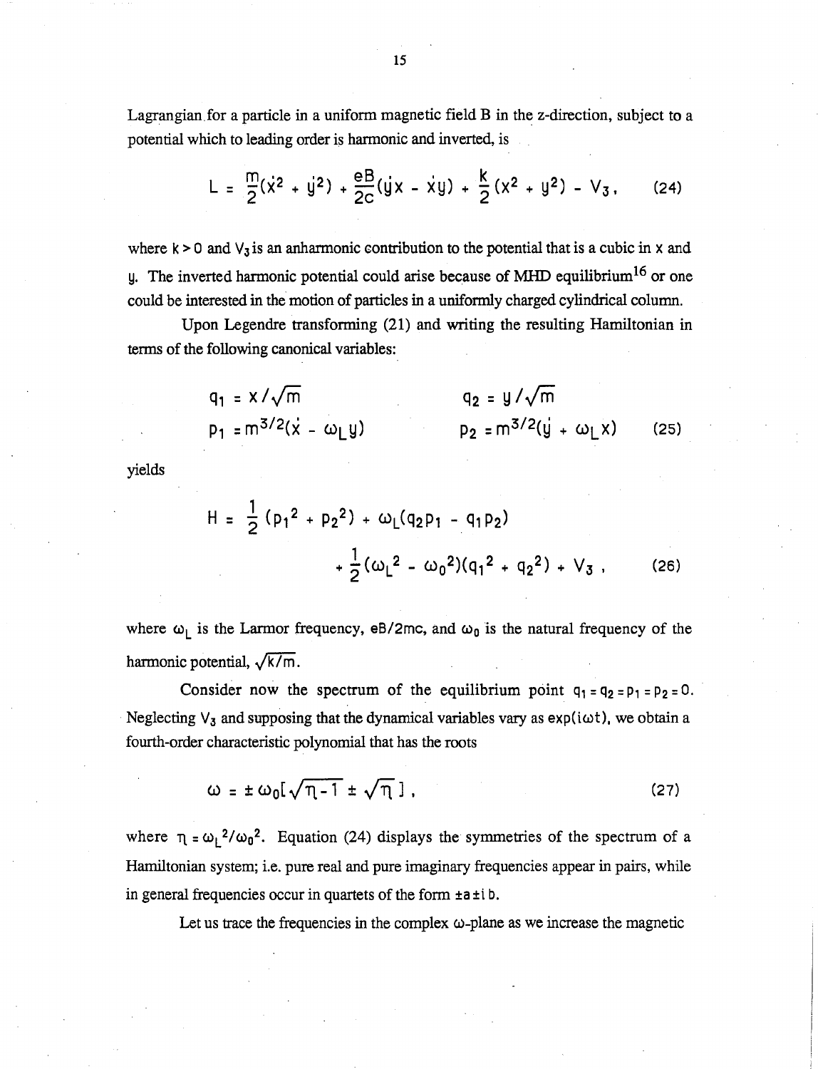Lagrangian for a particle in a uniform magnetic field B in the z-direction, subject to a potential which to leading order is harmonic and inverted, is

$$L = \frac{m}{2}(\dot{x}^2 + \dot{y}^2) + \frac{eB}{2c}(\dot{y}x - \dot{x}y) + \frac{k}{2}(x^2 + y^2) - V_3, \qquad (24)$$

where $k > 0$ and $V_3$ is an anharmonic contribution to the potential that is a cubic in $x$ and $y$. The inverted harmonic potential could arise because of MHD equilibrium[16] or one could be interested in the motion of particles in a uniformly charged cylindrical column.

Upon Legendre transforming (21) and writing the resulting Hamiltonian in terms of the following canonical variables:

$$q_1 = x/\sqrt{m} \qquad\qquad q_2 = y/\sqrt{m}$$
$$p_1 = m^{3/2}(\dot{x} - \omega_L y) \qquad\qquad p_2 = m^{3/2}(\dot{y} + \omega_L x) \qquad (25)$$

yields

$$H = \frac{1}{2}(p_1^2 + p_2^2) + \omega_L(q_2 p_1 - q_1 p_2) + \frac{1}{2}(\omega_L^2 - \omega_0^2)(q_1^2 + q_2^2) + V_3, \qquad (26)$$

where $\omega_L$ is the Larmor frequency, $eB/2mc$, and $\omega_0$ is the natural frequency of the harmonic potential, $\sqrt{k/m}$.

Consider now the spectrum of the equilibrium point $q_1 = q_2 = p_1 = p_2 = 0$. Neglecting $V_3$ and supposing that the dynamical variables vary as $\exp(i\omega t)$, we obtain a fourth-order characteristic polynomial that has the roots

$$\omega = \pm\, \omega_0[\sqrt{\eta - 1} \pm \sqrt{\eta}\,], \qquad (27)$$

where $\eta = \omega_L^2/\omega_0^2$. Equation (24) displays the symmetries of the spectrum of a Hamiltonian system; i.e. pure real and pure imaginary frequencies appear in pairs, while in general frequencies occur in quartets of the form $\pm a \pm i\, b$.

Let us trace the frequencies in the complex $\omega$-plane as we increase the magnetic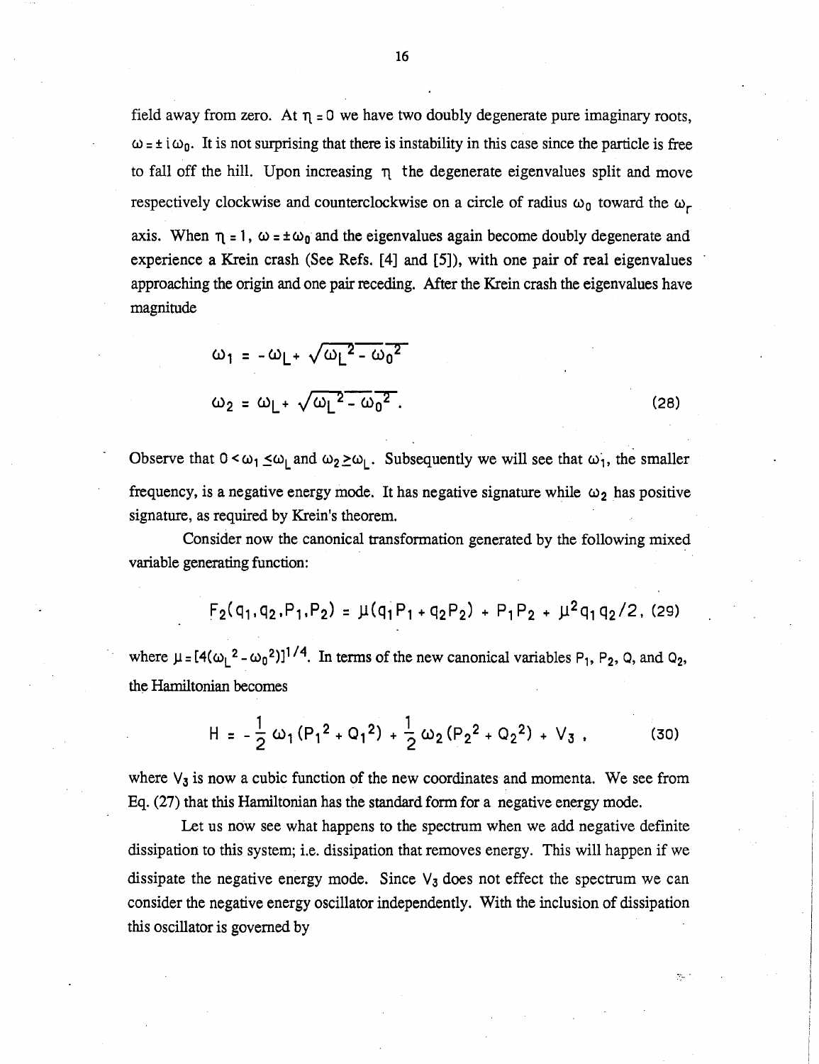field away from zero. At $\eta = 0$ we have two doubly degenerate pure imaginary roots, $\omega = \pm i\omega_0$. It is not surprising that there is instability in this case since the particle is free to fall off the hill. Upon increasing $\eta$ the degenerate eigenvalues split and move respectively clockwise and counterclockwise on a circle of radius $\omega_0$ toward the $\omega_r$ axis. When $\eta = 1$, $\omega = \pm\omega_0$ and the eigenvalues again become doubly degenerate and experience a Krein crash (See Refs. [4] and [5]), with one pair of real eigenvalues approaching the origin and one pair receding. After the Krein crash the eigenvalues have magnitude

$$
\begin{aligned}
\omega_1 &= -\omega_L + \sqrt{\omega_L^2 - \omega_0^2} \\
\omega_2 &= \omega_L + \sqrt{\omega_L^2 - \omega_0^2} .
\end{aligned}
\tag{28}
$$

Observe that $0 < \omega_1 \leq \omega_L$ and $\omega_2 \geq \omega_L$. Subsequently we will see that $\omega_1$, the smaller frequency, is a negative energy mode. It has negative signature while $\omega_2$ has positive signature, as required by Krein's theorem.

Consider now the canonical transformation generated by the following mixed variable generating function:

$$
F_2(q_1, q_2, P_1, P_2) = \mu(q_1 P_1 + q_2 P_2) + P_1 P_2 + \mu^2 q_1 q_2 / 2, \tag{29}
$$

where $\mu = [4(\omega_L^2 - \omega_0^2)]^{1/4}$. In terms of the new canonical variables $P_1$, $P_2$, $Q$, and $Q_2$, the Hamiltonian becomes

$$
H = -\frac{1}{2}\omega_1 (P_1^2 + Q_1^2) + \frac{1}{2}\omega_2 (P_2^2 + Q_2^2) + V_3 , \tag{30}
$$

where $V_3$ is now a cubic function of the new coordinates and momenta. We see from Eq. (27) that this Hamiltonian has the standard form for a negative energy mode.

Let us now see what happens to the spectrum when we add negative definite dissipation to this system; i.e. dissipation that removes energy. This will happen if we dissipate the negative energy mode. Since $V_3$ does not effect the spectrum we can consider the negative energy oscillator independently. With the inclusion of dissipation this oscillator is governed by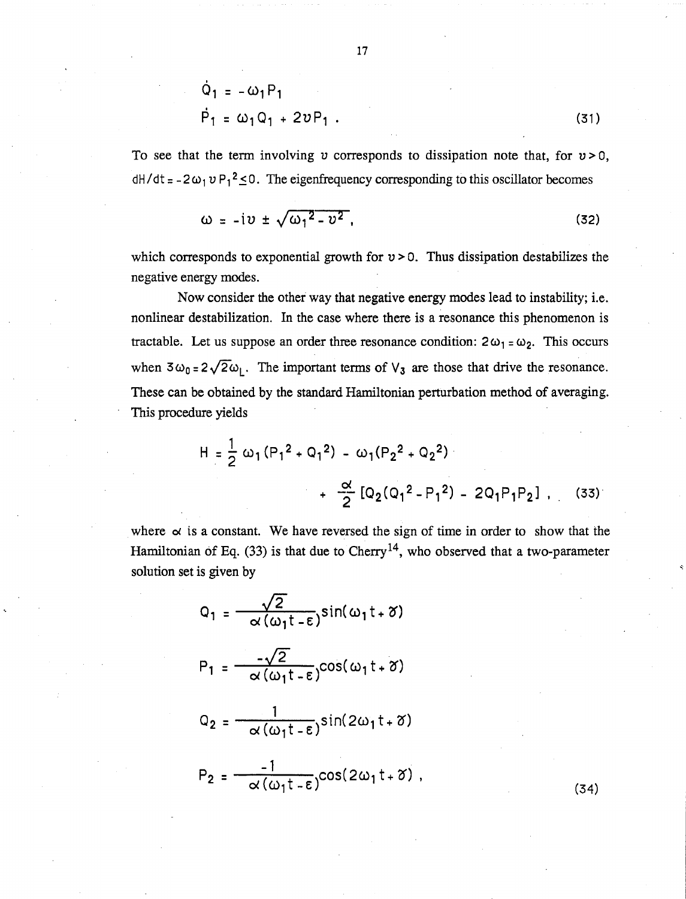$$\dot{Q}_1 = -\omega_1 P_1$$
$$\dot{P}_1 = \omega_1 Q_1 + 2\upsilon P_1 \,. \tag{31}$$

To see that the term involving $\upsilon$ corresponds to dissipation note that, for $\upsilon > 0$, $dH/dt = -2\omega_1 \upsilon P_1^2 \leq 0$. The eigenfrequency corresponding to this oscillator becomes

$$\omega = -i\upsilon \pm \sqrt{\omega_1^2 - \upsilon^2}\,, \tag{32}$$

which corresponds to exponential growth for $\upsilon > 0$. Thus dissipation destabilizes the negative energy modes.

Now consider the other way that negative energy modes lead to instability; i.e. nonlinear destabilization. In the case where there is a resonance this phenomenon is tractable. Let us suppose an order three resonance condition: $2\omega_1 = \omega_2$. This occurs when $3\omega_0 = 2\sqrt{2}\omega_L$. The important terms of $V_3$ are those that drive the resonance. These can be obtained by the standard Hamiltonian perturbation method of averaging. This procedure yields

$$H = \frac{1}{2}\omega_1 (P_1^2 + Q_1^2) - \omega_1 (P_2^2 + Q_2^2) + \frac{\alpha}{2}\left[Q_2(Q_1^2 - P_1^2) - 2Q_1 P_1 P_2\right]\,, \tag{33}$$

where $\alpha$ is a constant. We have reversed the sign of time in order to show that the Hamiltonian of Eq. (33) is that due to Cherry[14], who observed that a two-parameter solution set is given by

$$Q_1 = \frac{\sqrt{2}}{\alpha(\omega_1 t - \varepsilon)}\sin(\omega_1 t + \gamma)$$

$$P_1 = \frac{-\sqrt{2}}{\alpha(\omega_1 t - \varepsilon)}\cos(\omega_1 t + \gamma)$$

$$Q_2 = \frac{1}{\alpha(\omega_1 t - \varepsilon)}\sin(2\omega_1 t + \gamma)$$

$$P_2 = \frac{-1}{\alpha(\omega_1 t - \varepsilon)}\cos(2\omega_1 t + \gamma)\,, \tag{34}$$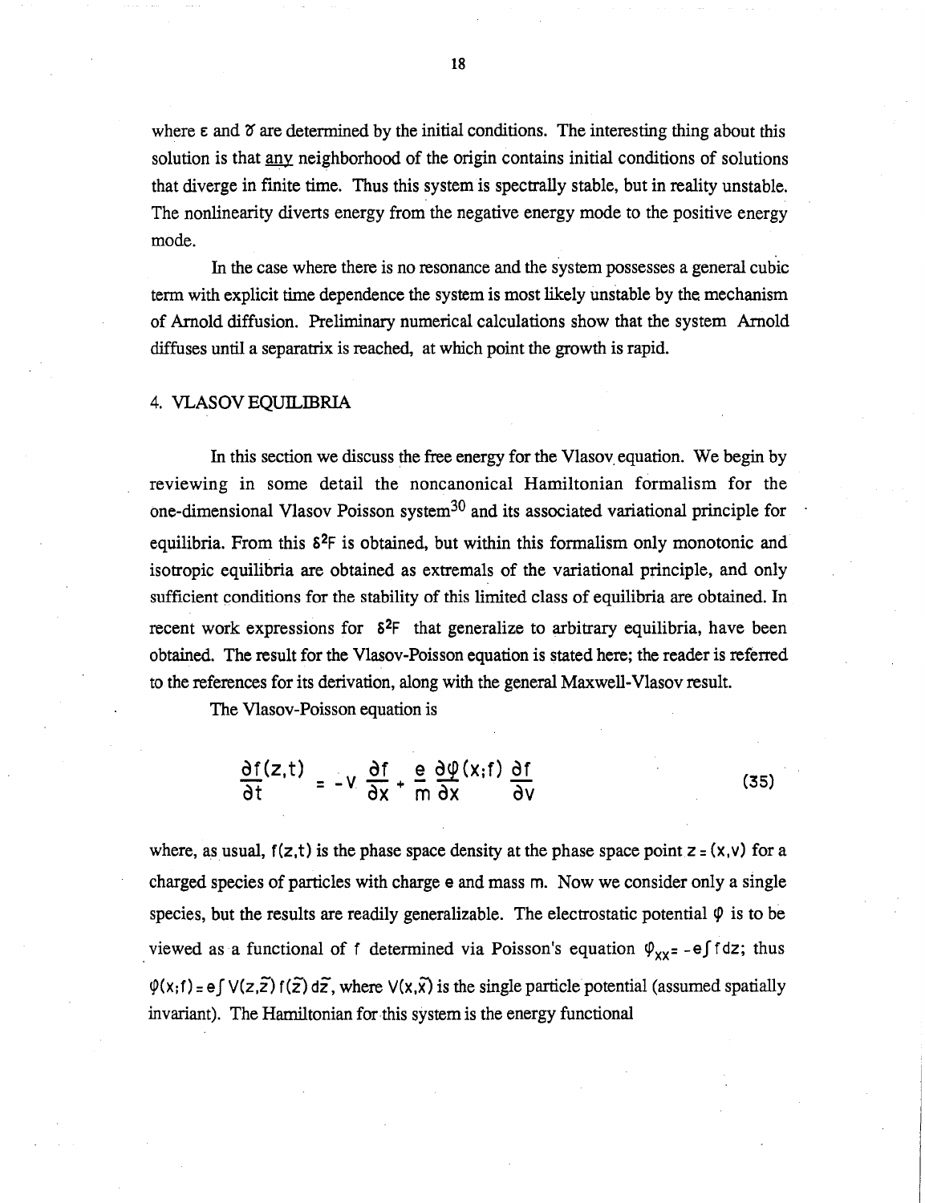where $\epsilon$ and $\gamma$ are determined by the initial conditions. The interesting thing about this solution is that <u>any</u> neighborhood of the origin contains initial conditions of solutions that diverge in finite time. Thus this system is spectrally stable, but in reality unstable. The nonlinearity diverts energy from the negative energy mode to the positive energy mode.

In the case where there is no resonance and the system possesses a general cubic term with explicit time dependence the system is most likely unstable by the mechanism of Arnold diffusion. Preliminary numerical calculations show that the system Arnold diffuses until a separatrix is reached, at which point the growth is rapid.

## 4. VLASOV EQUILIBRIA

In this section we discuss the free energy for the Vlasov equation. We begin by reviewing in some detail the noncanonical Hamiltonian formalism for the one-dimensional Vlasov Poisson system[30] and its associated variational principle for equilibria. From this $\delta^2F$ is obtained, but within this formalism only monotonic and isotropic equilibria are obtained as extremals of the variational principle, and only sufficient conditions for the stability of this limited class of equilibria are obtained. In recent work expressions for $\delta^2F$ that generalize to arbitrary equilibria, have been obtained. The result for the Vlasov-Poisson equation is stated here; the reader is referred to the references for its derivation, along with the general Maxwell-Vlasov result.

The Vlasov-Poisson equation is

$$\frac{\partial f(z,t)}{\partial t} = -v\,\frac{\partial f}{\partial x} + \frac{e}{m}\frac{\partial \varphi(x;f)}{\partial x}\frac{\partial f}{\partial v} \tag{35}$$

where, as usual, $f(z,t)$ is the phase space density at the phase space point $z = (x,v)$ for a charged species of particles with charge $e$ and mass $m$. Now we consider only a single species, but the results are readily generalizable. The electrostatic potential $\varphi$ is to be viewed as a functional of $f$ determined via Poisson's equation $\varphi_{xx} = -e\int f\,dz$; thus $\varphi(x;f) = e\int V(z,\tilde{z})\,f(\tilde{z})\,d\tilde{z}$, where $V(x,\tilde{x})$ is the single particle potential (assumed spatially invariant). The Hamiltonian for this system is the energy functional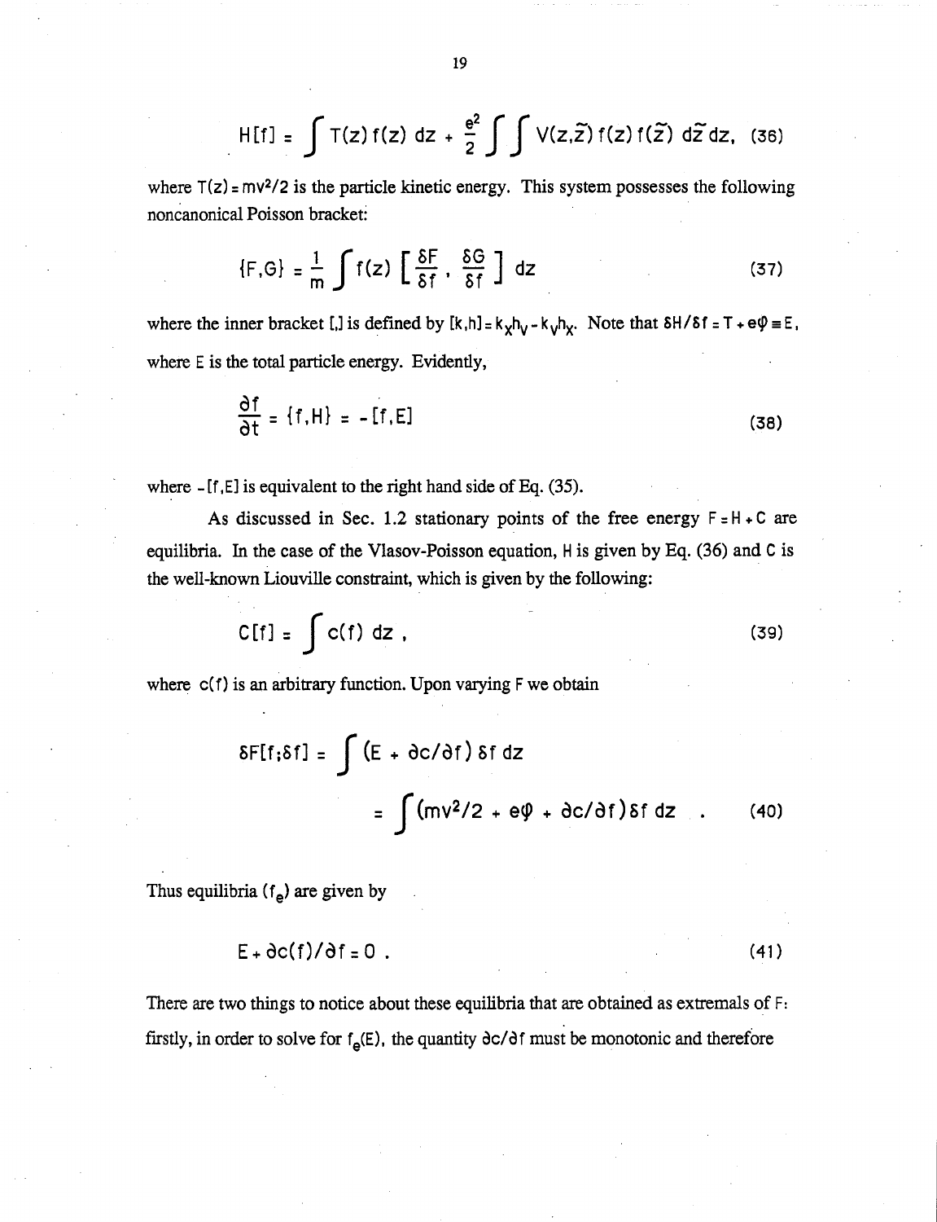$$H[f] = \int T(z)\, f(z)\, dz + \frac{e^2}{2} \int\int V(z,\tilde{z})\, f(z)\, f(\tilde{z})\, d\tilde{z}\, dz, \quad (36)$$

where $T(z) = mv^2/2$ is the particle kinetic energy. This system possesses the following noncanonical Poisson bracket:

$$\{F,G\} = \frac{1}{m} \int f(z) \left[ \frac{\delta F}{\delta f}, \frac{\delta G}{\delta f} \right] dz \quad (37)$$

where the inner bracket [,] is defined by $[k,h] = k_x h_v - k_v h_x$. Note that $\delta H/\delta f = T + e\varphi \equiv E$, where $E$ is the total particle energy. Evidently,

$$\frac{\partial f}{\partial t} = \{f,H\} = -[f,E] \quad (38)$$

where $-[f,E]$ is equivalent to the right hand side of Eq. (35).

As discussed in Sec. 1.2 stationary points of the free energy $F = H + C$ are equilibria. In the case of the Vlasov-Poisson equation, $H$ is given by Eq. (36) and $C$ is the well-known Liouville constraint, which is given by the following:

$$C[f] = \int c(f)\, dz\,, \quad (39)$$

where $c(f)$ is an arbitrary function. Upon varying $F$ we obtain

$$\delta F[f;\delta f] = \int (E + \partial c/\partial f)\, \delta f\, dz$$

$$= \int (mv^2/2 + e\varphi + \partial c/\partial f)\, \delta f\, dz \quad . \quad (40)$$

Thus equilibria ($f_e$) are given by

$$E + \partial c(f)/\partial f = 0\ . \quad (41)$$

There are two things to notice about these equilibria that are obtained as extremals of $F$: firstly, in order to solve for $f_e(E)$, the quantity $\partial c/\partial f$ must be monotonic and therefore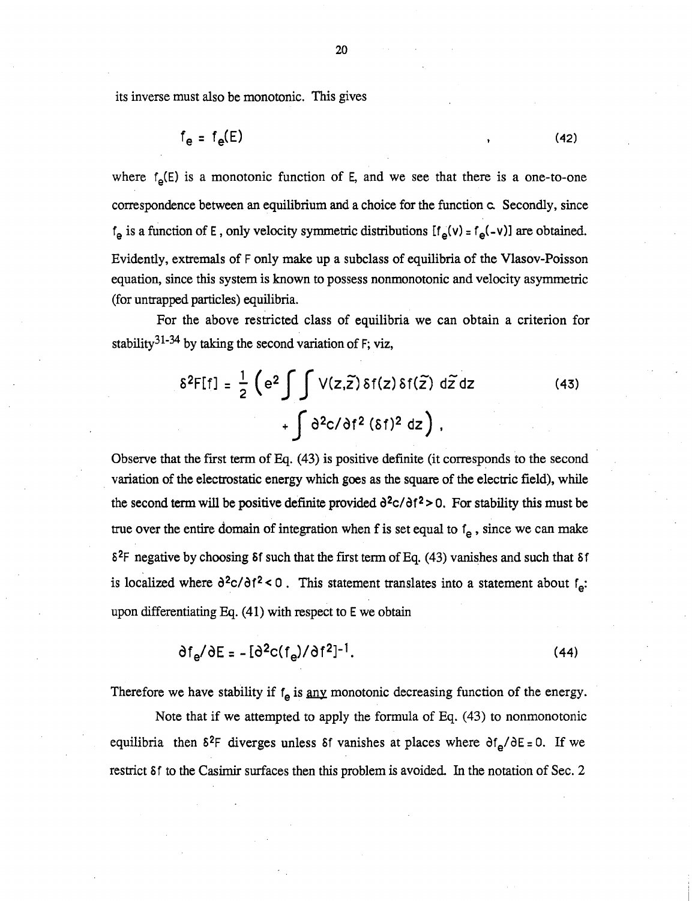its inverse must also be monotonic. This gives

$$f_e = f_e(E) \qquad , \tag{42}$$

where $f_e(E)$ is a monotonic function of $E$, and we see that there is a one-to-one correspondence between an equilibrium and a choice for the function $c$. Secondly, since $f_e$ is a function of $E$, only velocity symmetric distributions $[f_e(v) = f_e(-v)]$ are obtained. Evidently, extremals of $F$ only make up a subclass of equilibria of the Vlasov-Poisson equation, since this system is known to possess nonmonotonic and velocity asymmetric (for untrapped particles) equilibria.

For the above restricted class of equilibria we can obtain a criterion for stability[31-34] by taking the second variation of $F$; viz,

$$\delta^2 F[f] = \frac{1}{2}\left(e^2 \int\int V(z,\tilde{z})\,\delta f(z)\,\delta f(\tilde{z})\; d\tilde{z}\, dz + \int \partial^2 c/\partial f^2\, (\delta f)^2\, dz\right), \tag{43}$$

Observe that the first term of Eq. (43) is positive definite (it corresponds to the second variation of the electrostatic energy which goes as the square of the electric field), while the second term will be positive definite provided $\partial^2 c/\partial f^2 > 0$. For stability this must be true over the entire domain of integration when $f$ is set equal to $f_e$, since we can make $\delta^2 F$ negative by choosing $\delta f$ such that the first term of Eq. (43) vanishes and such that $\delta f$ is localized where $\partial^2 c/\partial f^2 < 0$. This statement translates into a statement about $f_e$: upon differentiating Eq. (41) with respect to $E$ we obtain

$$\partial f_e/\partial E = -[\partial^2 c(f_e)/\partial f^2]^{-1}. \tag{44}$$

Therefore we have stability if $f_e$ is <u>any</u> monotonic decreasing function of the energy.

Note that if we attempted to apply the formula of Eq. (43) to nonmonotonic equilibria then $\delta^2 F$ diverges unless $\delta f$ vanishes at places where $\partial f_e/\partial E = 0$. If we restrict $\delta f$ to the Casimir surfaces then this problem is avoided. In the notation of Sec. 2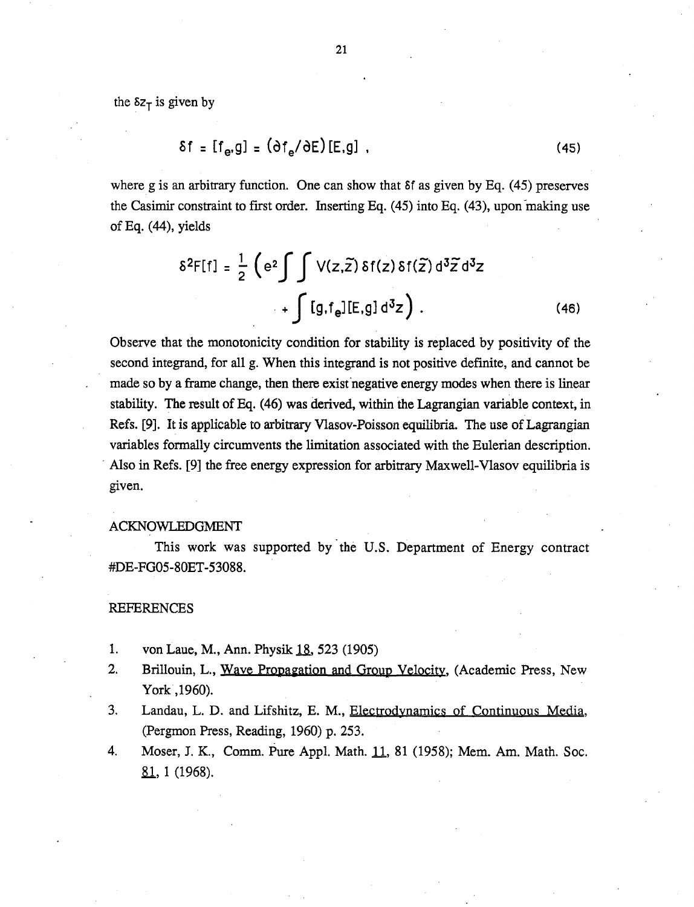the $\delta z_T$ is given by

$$\delta f = [f_e, g] = (\partial f_e / \partial E)[E, g] \, , \tag{45}$$

where g is an arbitrary function. One can show that $\delta f$ as given by Eq. (45) preserves the Casimir constraint to first order. Inserting Eq. (45) into Eq. (43), upon making use of Eq. (44), yields

$$\delta^2 F[f] = \frac{1}{2}\left( e^2 \int\int V(z,\tilde{z})\, \delta f(z)\, \delta f(\tilde{z})\, d^3\tilde{z}\, d^3z + \int [g, f_e][E, g]\, d^3z \right) . \tag{46}$$

Observe that the monotonicity condition for stability is replaced by positivity of the second integrand, for all g. When this integrand is not positive definite, and cannot be made so by a frame change, then there exist negative energy modes when there is linear stability. The result of Eq. (46) was derived, within the Lagrangian variable context, in Refs. [9]. It is applicable to arbitrary Vlasov-Poisson equilibria. The use of Lagrangian variables formally circumvents the limitation associated with the Eulerian description. Also in Refs. [9] the free energy expression for arbitrary Maxwell-Vlasov equilibria is given.

## ACKNOWLEDGMENT

This work was supported by the U.S. Department of Energy contract #DE-FG05-80ET-53088.

## REFERENCES

1. von Laue, M., Ann. Physik 18, 523 (1905)
2. Brillouin, L., Wave Propagation and Group Velocity, (Academic Press, New York ,1960).
3. Landau, L. D. and Lifshitz, E. M., Electrodynamics of Continuous Media, (Pergmon Press, Reading, 1960) p. 253.
4. Moser, J. K., Comm. Pure Appl. Math. 11, 81 (1958); Mem. Am. Math. Soc. 81, 1 (1968).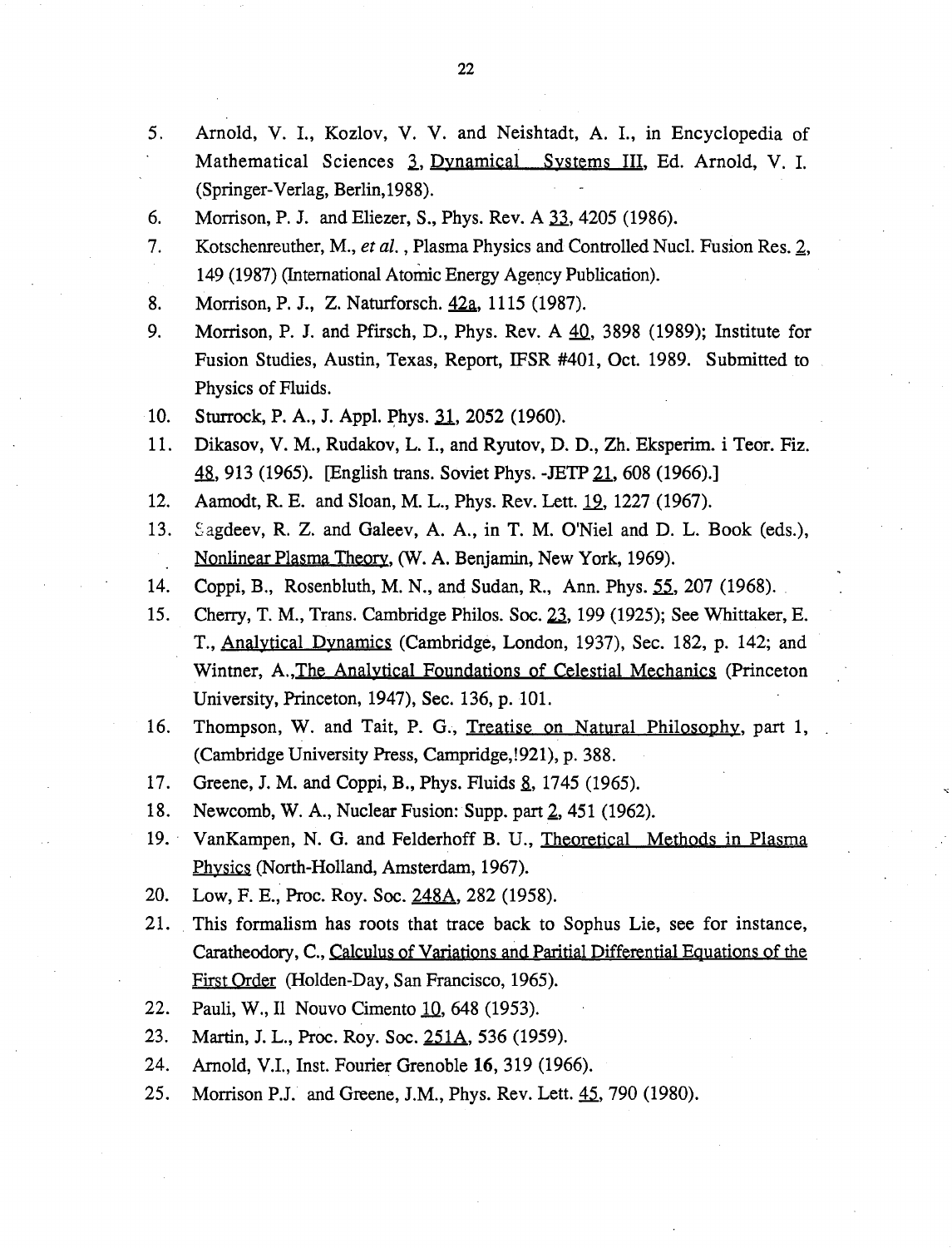5. Arnold, V. I., Kozlov, V. V. and Neishtadt, A. I., in Encyclopedia of Mathematical Sciences 3, Dynamical Systems III, Ed. Arnold, V. I. (Springer-Verlag, Berlin,1988).
6. Morrison, P. J. and Eliezer, S., Phys. Rev. A 33, 4205 (1986).
7. Kotschenreuther, M., *et al.*, Plasma Physics and Controlled Nucl. Fusion Res. 2, 149 (1987) (International Atomic Energy Agency Publication).
8. Morrison, P. J., Z. Naturforsch. 42a, 1115 (1987).
9. Morrison, P. J. and Pfirsch, D., Phys. Rev. A 40, 3898 (1989); Institute for Fusion Studies, Austin, Texas, Report, IFSR #401, Oct. 1989. Submitted to Physics of Fluids.
10. Sturrock, P. A., J. Appl. Phys. 31, 2052 (1960).
11. Dikasov, V. M., Rudakov, L. I., and Ryutov, D. D., Zh. Eksperim. i Teor. Fiz. 48, 913 (1965). [English trans. Soviet Phys. -JETP 21, 608 (1966).]
12. Aamodt, R. E. and Sloan, M. L., Phys. Rev. Lett. 19, 1227 (1967).
13. Sagdeev, R. Z. and Galeev, A. A., in T. M. O'Niel and D. L. Book (eds.), Nonlinear Plasma Theory, (W. A. Benjamin, New York, 1969).
14. Coppi, B., Rosenbluth, M. N., and Sudan, R., Ann. Phys. 55, 207 (1968).
15. Cherry, T. M., Trans. Cambridge Philos. Soc. 23, 199 (1925); See Whittaker, E. T., Analytical Dynamics (Cambridge, London, 1937), Sec. 182, p. 142; and Wintner, A.,The Analytical Foundations of Celestial Mechanics (Princeton University, Princeton, 1947), Sec. 136, p. 101.
16. Thompson, W. and Tait, P. G., Treatise on Natural Philosophy, part 1, (Cambridge University Press, Campridge,!921), p. 388.
17. Greene, J. M. and Coppi, B., Phys. Fluids 8, 1745 (1965).
18. Newcomb, W. A., Nuclear Fusion: Supp. part 2, 451 (1962).
19. VanKampen, N. G. and Felderhoff B. U., Theoretical Methods in Plasma Physics (North-Holland, Amsterdam, 1967).
20. Low, F. E., Proc. Roy. Soc. 248A, 282 (1958).
21. This formalism has roots that trace back to Sophus Lie, see for instance, Caratheodory, C., Calculus of Variations and Paritial Differential Equations of the First Order (Holden-Day, San Francisco, 1965).
22. Pauli, W., Il Nouvo Cimento 10, 648 (1953).
23. Martin, J. L., Proc. Roy. Soc. 251A, 536 (1959).
24. Arnold, V.I., Inst. Fourier Grenoble **16**, 319 (1966).
25. Morrison P.J. and Greene, J.M., Phys. Rev. Lett. 45, 790 (1980).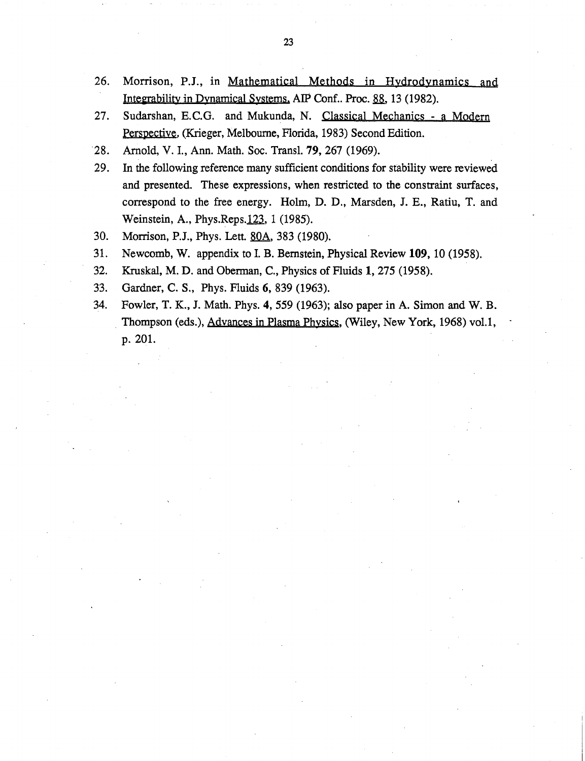26. Morrison, P.J., in Mathematical Methods in Hydrodynamics and Integrability in Dynamical Systems, AIP Conf.. Proc. 88, 13 (1982).
27. Sudarshan, E.C.G. and Mukunda, N. Classical Mechanics - a Modern Perspective, (Krieger, Melbourne, Florida, 1983) Second Edition.
28. Arnold, V. I., Ann. Math. Soc. Transl. **79**, 267 (1969).
29. In the following reference many sufficient conditions for stability were reviewed and presented. These expressions, when restricted to the constraint surfaces, correspond to the free energy. Holm, D. D., Marsden, J. E., Ratiu, T. and Weinstein, A., Phys.Reps.123, 1 (1985).
30. Morrison, P.J., Phys. Lett. 80A, 383 (1980).
31. Newcomb, W. appendix to I. B. Bernstein, Physical Review **109**, 10 (1958).
32. Kruskal, M. D. and Oberman, C., Physics of Fluids **1**, 275 (1958).
33. Gardner, C. S., Phys. Fluids **6**, 839 (1963).
34. Fowler, T. K., J. Math. Phys. **4**, 559 (1963); also paper in A. Simon and W. B. Thompson (eds.), Advances in Plasma Physics, (Wiley, New York, 1968) vol.1, p. 201.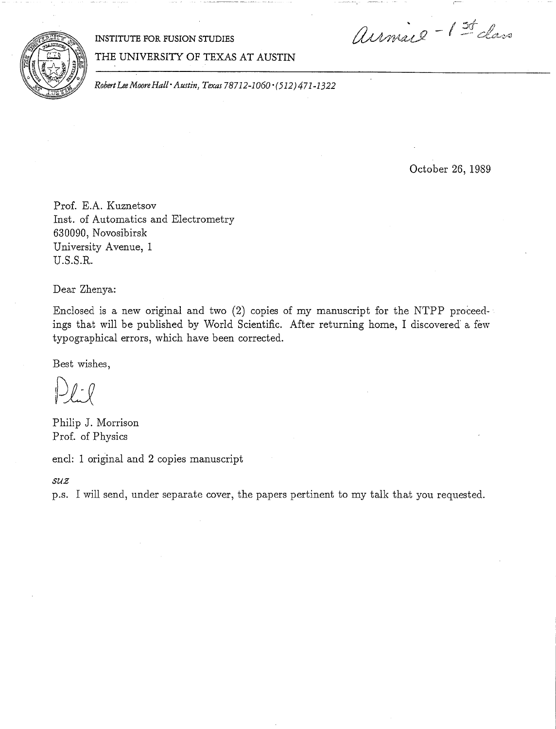INSTITUTE FOR FUSION STUDIES

THE UNIVERSITY OF TEXAS AT AUSTIN

*Robert Lee Moore Hall · Austin, Texas 78712-1060 · (512) 471-1322*

airmail - 1st class

October 26, 1989

Prof. E.A. Kuznetsov
Inst. of Automatics and Electrometry
630090, Novosibirsk
University Avenue, 1
U.S.S.R.

Dear Zhenya:

Enclosed is a new original and two (2) copies of my manuscript for the NTPP proceedings that will be published by World Scientific. After returning home, I discovered a few typographical errors, which have been corrected.

Best wishes,

Phil

Philip J. Morrison
Prof. of Physics

encl: 1 original and 2 copies manuscript

*suz*

p.s. I will send, under separate cover, the papers pertinent to my talk that you requested.